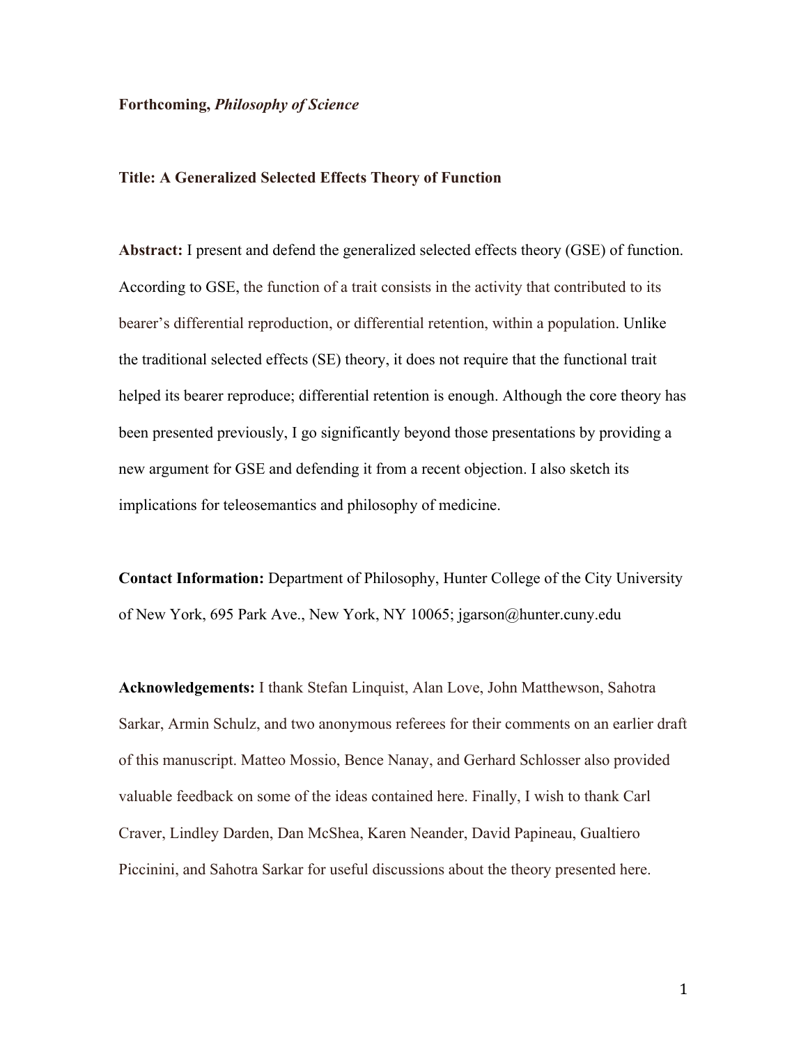**Forthcoming, *Philosophy of Science***

**Title: A Generalized Selected Effects Theory of Function**

**Abstract:** I present and defend the generalized selected effects theory (GSE) of function. According to GSE, the function of a trait consists in the activity that contributed to its bearer's differential reproduction, or differential retention, within a population. Unlike the traditional selected effects (SE) theory, it does not require that the functional trait helped its bearer reproduce; differential retention is enough. Although the core theory has been presented previously, I go significantly beyond those presentations by providing a new argument for GSE and defending it from a recent objection. I also sketch its implications for teleosemantics and philosophy of medicine.

**Contact Information:** Department of Philosophy, Hunter College of the City University of New York, 695 Park Ave., New York, NY 10065; jgarson@hunter.cuny.edu

**Acknowledgements:** I thank Stefan Linquist, Alan Love, John Matthewson, Sahotra Sarkar, Armin Schulz, and two anonymous referees for their comments on an earlier draft of this manuscript. Matteo Mossio, Bence Nanay, and Gerhard Schlosser also provided valuable feedback on some of the ideas contained here. Finally, I wish to thank Carl Craver, Lindley Darden, Dan McShea, Karen Neander, David Papineau, Gualtiero Piccinini, and Sahotra Sarkar for useful discussions about the theory presented here.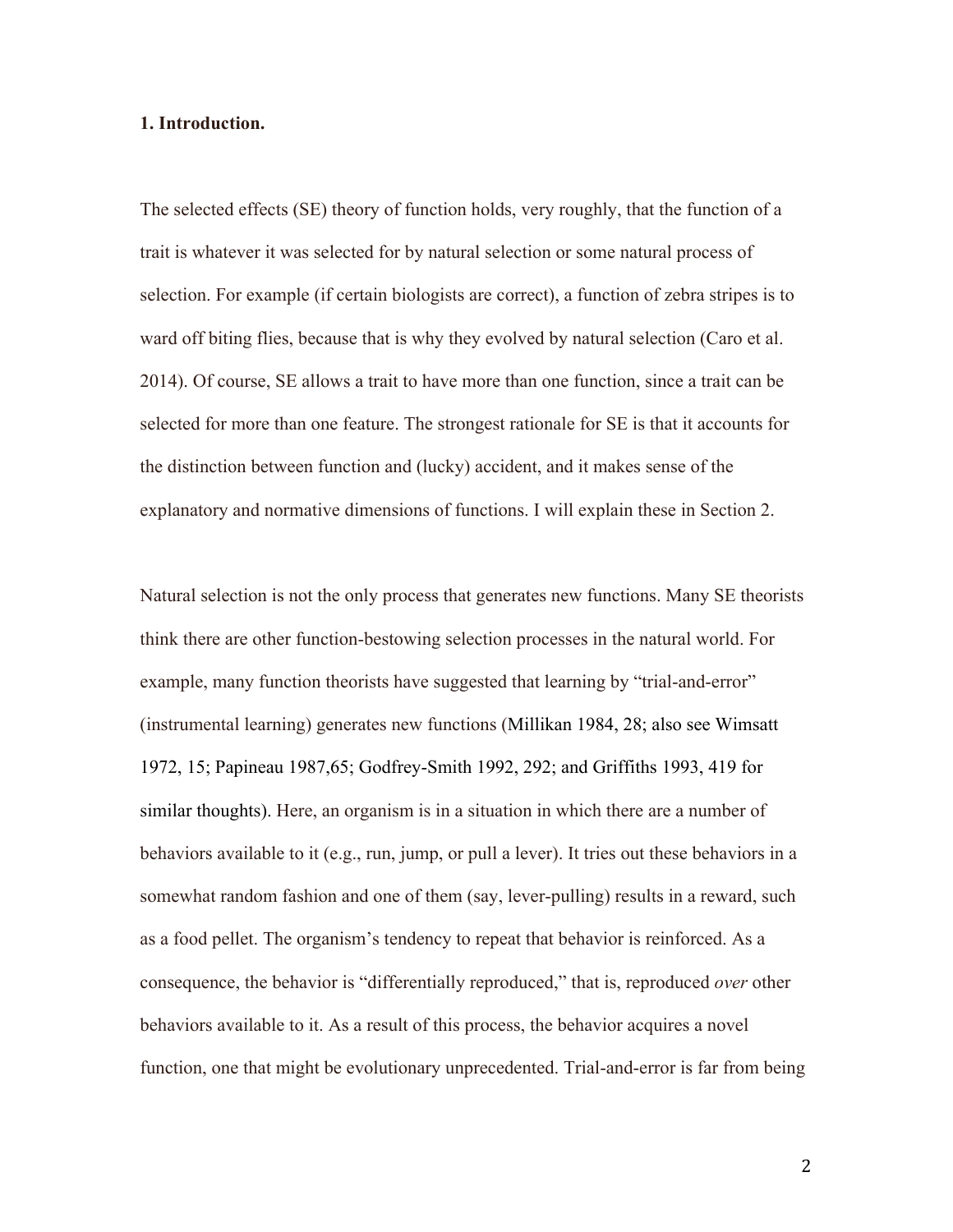**1. Introduction.**

The selected effects (SE) theory of function holds, very roughly, that the function of a trait is whatever it was selected for by natural selection or some natural process of selection. For example (if certain biologists are correct), a function of zebra stripes is to ward off biting flies, because that is why they evolved by natural selection (Caro et al. 2014). Of course, SE allows a trait to have more than one function, since a trait can be selected for more than one feature. The strongest rationale for SE is that it accounts for the distinction between function and (lucky) accident, and it makes sense of the explanatory and normative dimensions of functions. I will explain these in Section 2.

Natural selection is not the only process that generates new functions. Many SE theorists think there are other function-bestowing selection processes in the natural world. For example, many function theorists have suggested that learning by "trial-and-error" (instrumental learning) generates new functions (Millikan 1984, 28; also see Wimsatt 1972, 15; Papineau 1987,65; Godfrey-Smith 1992, 292; and Griffiths 1993, 419 for similar thoughts). Here, an organism is in a situation in which there are a number of behaviors available to it (e.g., run, jump, or pull a lever). It tries out these behaviors in a somewhat random fashion and one of them (say, lever-pulling) results in a reward, such as a food pellet. The organism's tendency to repeat that behavior is reinforced. As a consequence, the behavior is "differentially reproduced," that is, reproduced *over* other behaviors available to it. As a result of this process, the behavior acquires a novel function, one that might be evolutionary unprecedented. Trial-and-error is far from being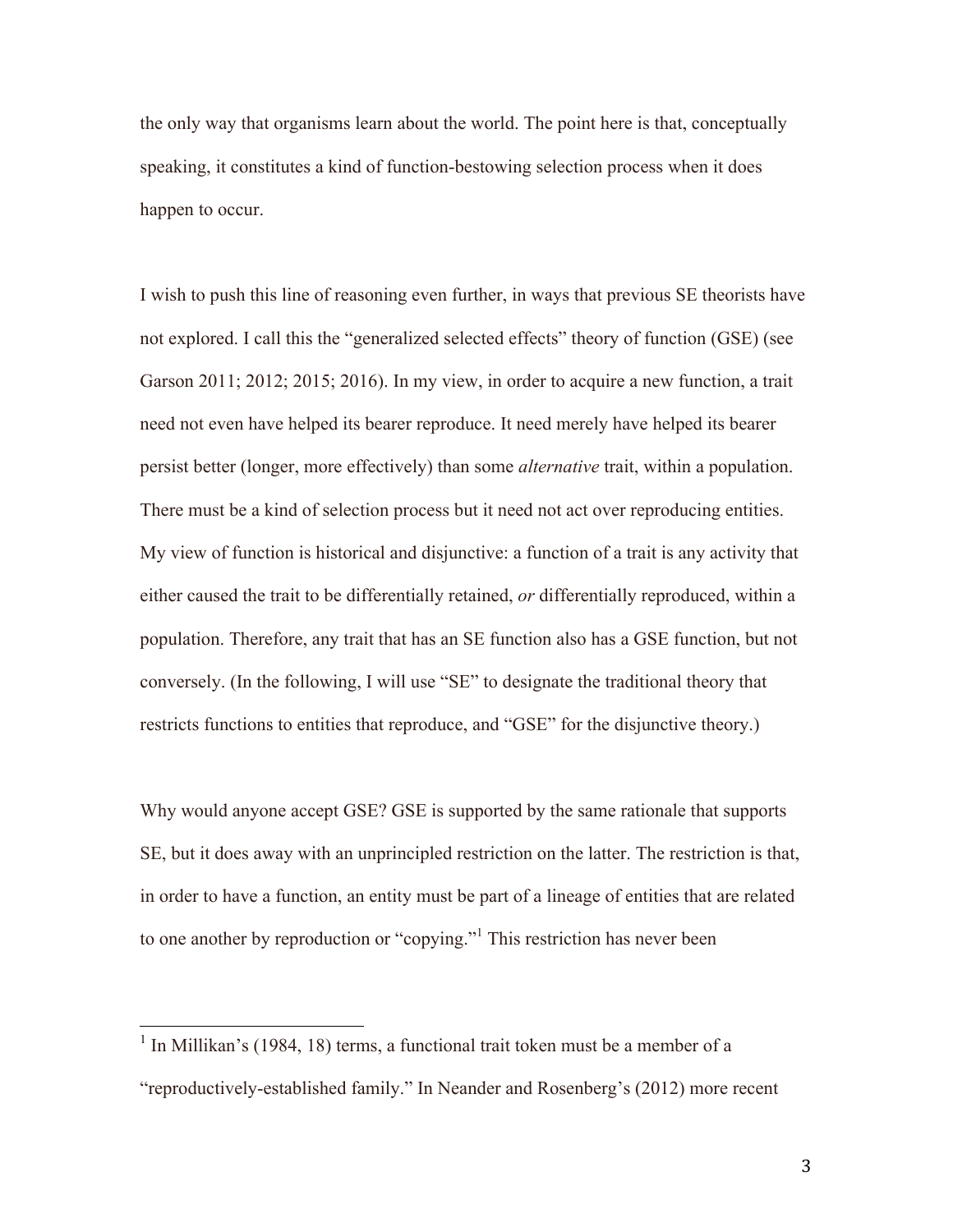the only way that organisms learn about the world. The point here is that, conceptually speaking, it constitutes a kind of function-bestowing selection process when it does happen to occur.

I wish to push this line of reasoning even further, in ways that previous SE theorists have not explored. I call this the "generalized selected effects" theory of function (GSE) (see Garson 2011; 2012; 2015; 2016). In my view, in order to acquire a new function, a trait need not even have helped its bearer reproduce. It need merely have helped its bearer persist better (longer, more effectively) than some *alternative* trait, within a population. There must be a kind of selection process but it need not act over reproducing entities. My view of function is historical and disjunctive: a function of a trait is any activity that either caused the trait to be differentially retained, *or* differentially reproduced, within a population. Therefore, any trait that has an SE function also has a GSE function, but not conversely. (In the following, I will use "SE" to designate the traditional theory that restricts functions to entities that reproduce, and "GSE" for the disjunctive theory.)

Why would anyone accept GSE? GSE is supported by the same rationale that supports SE, but it does away with an unprincipled restriction on the latter. The restriction is that, in order to have a function, an entity must be part of a lineage of entities that are related to one another by reproduction or "copying."[1] This restriction has never been

---

[1] In Millikan's (1984, 18) terms, a functional trait token must be a member of a "reproductively-established family." In Neander and Rosenberg's (2012) more recent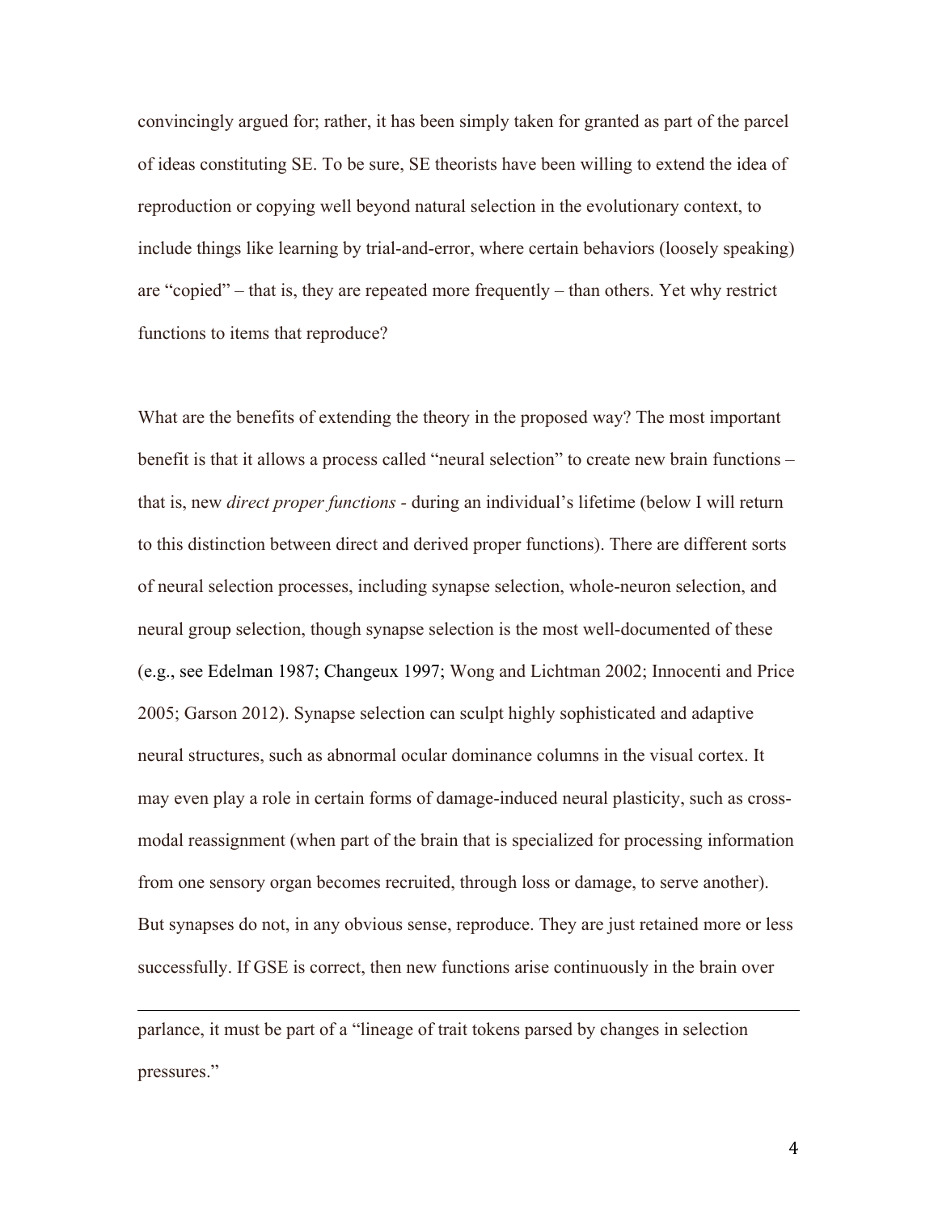convincingly argued for; rather, it has been simply taken for granted as part of the parcel of ideas constituting SE. To be sure, SE theorists have been willing to extend the idea of reproduction or copying well beyond natural selection in the evolutionary context, to include things like learning by trial-and-error, where certain behaviors (loosely speaking) are "copied" – that is, they are repeated more frequently – than others. Yet why restrict functions to items that reproduce?

What are the benefits of extending the theory in the proposed way? The most important benefit is that it allows a process called "neural selection" to create new brain functions – that is, new *direct proper functions* - during an individual's lifetime (below I will return to this distinction between direct and derived proper functions). There are different sorts of neural selection processes, including synapse selection, whole-neuron selection, and neural group selection, though synapse selection is the most well-documented of these (e.g., see Edelman 1987; Changeux 1997; Wong and Lichtman 2002; Innocenti and Price 2005; Garson 2012). Synapse selection can sculpt highly sophisticated and adaptive neural structures, such as abnormal ocular dominance columns in the visual cortex. It may even play a role in certain forms of damage-induced neural plasticity, such as cross-modal reassignment (when part of the brain that is specialized for processing information from one sensory organ becomes recruited, through loss or damage, to serve another). But synapses do not, in any obvious sense, reproduce. They are just retained more or less successfully. If GSE is correct, then new functions arise continuously in the brain over

---

parlance, it must be part of a "lineage of trait tokens parsed by changes in selection pressures."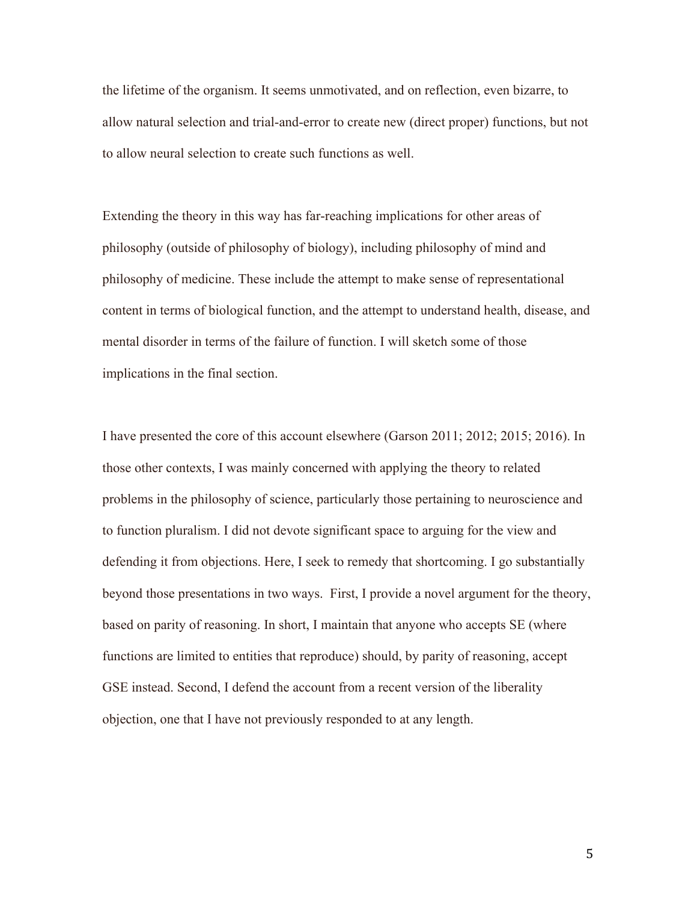the lifetime of the organism. It seems unmotivated, and on reflection, even bizarre, to allow natural selection and trial-and-error to create new (direct proper) functions, but not to allow neural selection to create such functions as well.

Extending the theory in this way has far-reaching implications for other areas of philosophy (outside of philosophy of biology), including philosophy of mind and philosophy of medicine. These include the attempt to make sense of representational content in terms of biological function, and the attempt to understand health, disease, and mental disorder in terms of the failure of function. I will sketch some of those implications in the final section.

I have presented the core of this account elsewhere (Garson 2011; 2012; 2015; 2016). In those other contexts, I was mainly concerned with applying the theory to related problems in the philosophy of science, particularly those pertaining to neuroscience and to function pluralism. I did not devote significant space to arguing for the view and defending it from objections. Here, I seek to remedy that shortcoming. I go substantially beyond those presentations in two ways. First, I provide a novel argument for the theory, based on parity of reasoning. In short, I maintain that anyone who accepts SE (where functions are limited to entities that reproduce) should, by parity of reasoning, accept GSE instead. Second, I defend the account from a recent version of the liberality objection, one that I have not previously responded to at any length.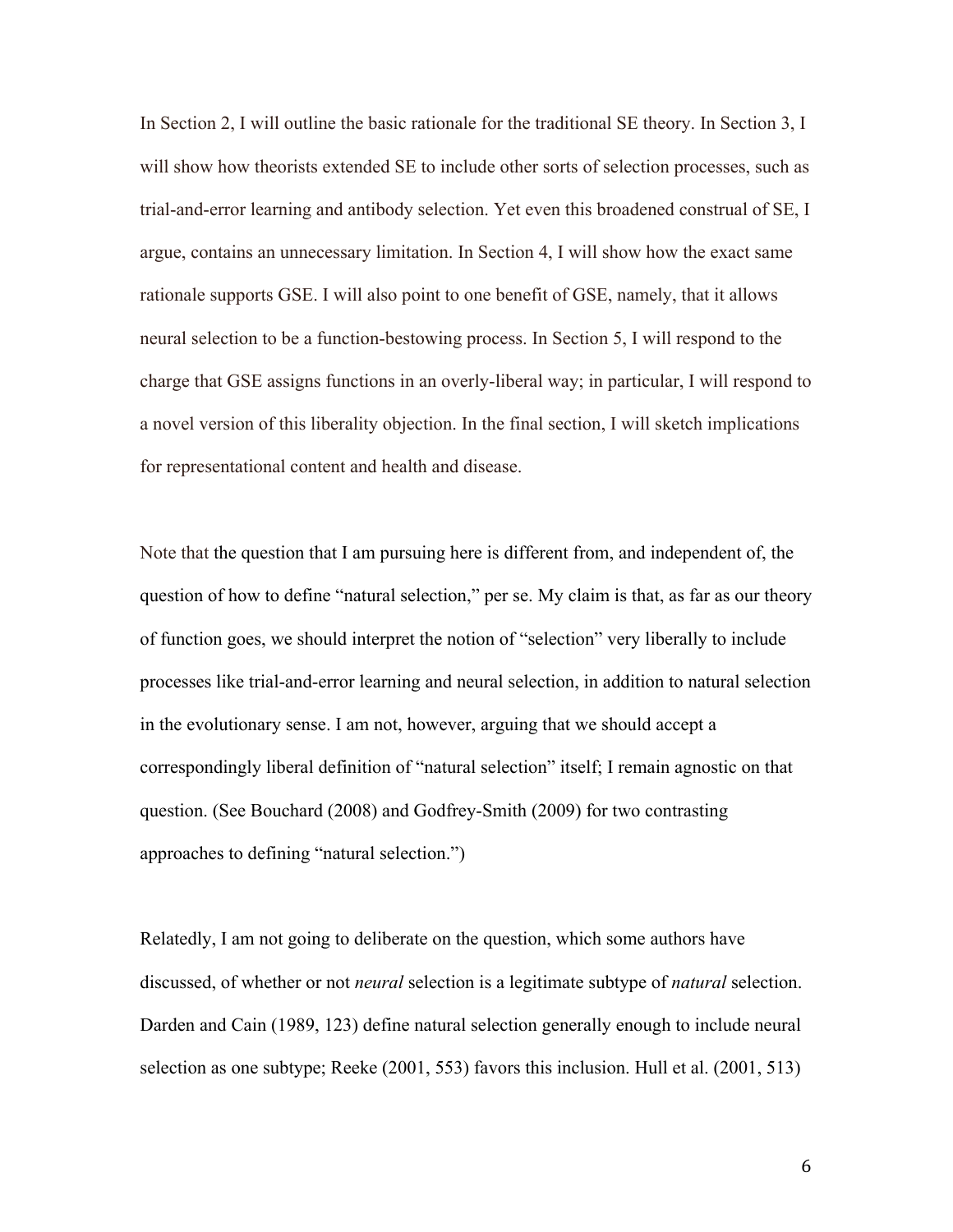In Section 2, I will outline the basic rationale for the traditional SE theory. In Section 3, I will show how theorists extended SE to include other sorts of selection processes, such as trial-and-error learning and antibody selection. Yet even this broadened construal of SE, I argue, contains an unnecessary limitation. In Section 4, I will show how the exact same rationale supports GSE. I will also point to one benefit of GSE, namely, that it allows neural selection to be a function-bestowing process. In Section 5, I will respond to the charge that GSE assigns functions in an overly-liberal way; in particular, I will respond to a novel version of this liberality objection. In the final section, I will sketch implications for representational content and health and disease.

Note that the question that I am pursuing here is different from, and independent of, the question of how to define "natural selection," per se. My claim is that, as far as our theory of function goes, we should interpret the notion of "selection" very liberally to include processes like trial-and-error learning and neural selection, in addition to natural selection in the evolutionary sense. I am not, however, arguing that we should accept a correspondingly liberal definition of "natural selection" itself; I remain agnostic on that question. (See Bouchard (2008) and Godfrey-Smith (2009) for two contrasting approaches to defining "natural selection.")

Relatedly, I am not going to deliberate on the question, which some authors have discussed, of whether or not *neural* selection is a legitimate subtype of *natural* selection. Darden and Cain (1989, 123) define natural selection generally enough to include neural selection as one subtype; Reeke (2001, 553) favors this inclusion. Hull et al. (2001, 513)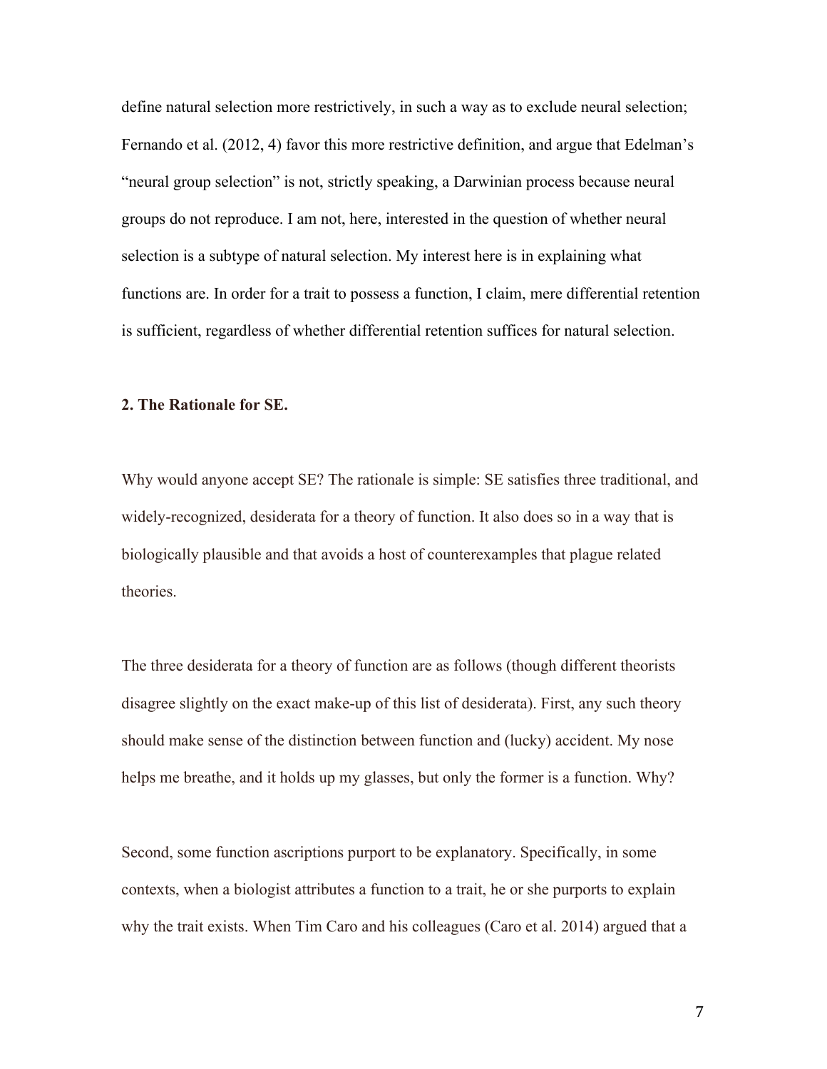define natural selection more restrictively, in such a way as to exclude neural selection; Fernando et al. (2012, 4) favor this more restrictive definition, and argue that Edelman's "neural group selection" is not, strictly speaking, a Darwinian process because neural groups do not reproduce. I am not, here, interested in the question of whether neural selection is a subtype of natural selection. My interest here is in explaining what functions are. In order for a trait to possess a function, I claim, mere differential retention is sufficient, regardless of whether differential retention suffices for natural selection.

## 2. The Rationale for SE.

Why would anyone accept SE? The rationale is simple: SE satisfies three traditional, and widely-recognized, desiderata for a theory of function. It also does so in a way that is biologically plausible and that avoids a host of counterexamples that plague related theories.

The three desiderata for a theory of function are as follows (though different theorists disagree slightly on the exact make-up of this list of desiderata). First, any such theory should make sense of the distinction between function and (lucky) accident. My nose helps me breathe, and it holds up my glasses, but only the former is a function. Why?

Second, some function ascriptions purport to be explanatory. Specifically, in some contexts, when a biologist attributes a function to a trait, he or she purports to explain why the trait exists. When Tim Caro and his colleagues (Caro et al. 2014) argued that a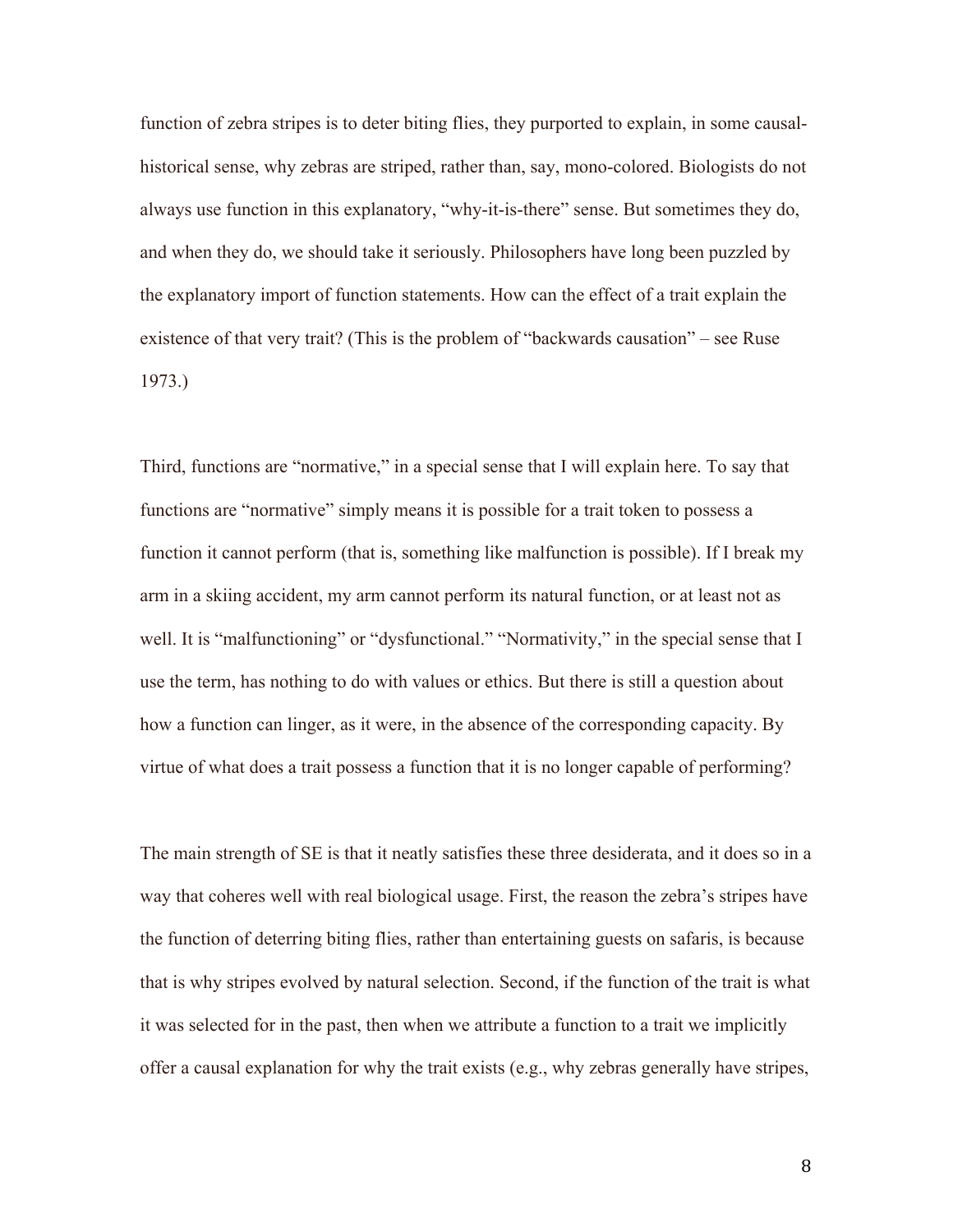function of zebra stripes is to deter biting flies, they purported to explain, in some causal-historical sense, why zebras are striped, rather than, say, mono-colored. Biologists do not always use function in this explanatory, "why-it-is-there" sense. But sometimes they do, and when they do, we should take it seriously. Philosophers have long been puzzled by the explanatory import of function statements. How can the effect of a trait explain the existence of that very trait? (This is the problem of "backwards causation" – see Ruse 1973.)

Third, functions are "normative," in a special sense that I will explain here. To say that functions are "normative" simply means it is possible for a trait token to possess a function it cannot perform (that is, something like malfunction is possible). If I break my arm in a skiing accident, my arm cannot perform its natural function, or at least not as well. It is "malfunctioning" or "dysfunctional." "Normativity," in the special sense that I use the term, has nothing to do with values or ethics. But there is still a question about how a function can linger, as it were, in the absence of the corresponding capacity. By virtue of what does a trait possess a function that it is no longer capable of performing?

The main strength of SE is that it neatly satisfies these three desiderata, and it does so in a way that coheres well with real biological usage. First, the reason the zebra's stripes have the function of deterring biting flies, rather than entertaining guests on safaris, is because that is why stripes evolved by natural selection. Second, if the function of the trait is what it was selected for in the past, then when we attribute a function to a trait we implicitly offer a causal explanation for why the trait exists (e.g., why zebras generally have stripes,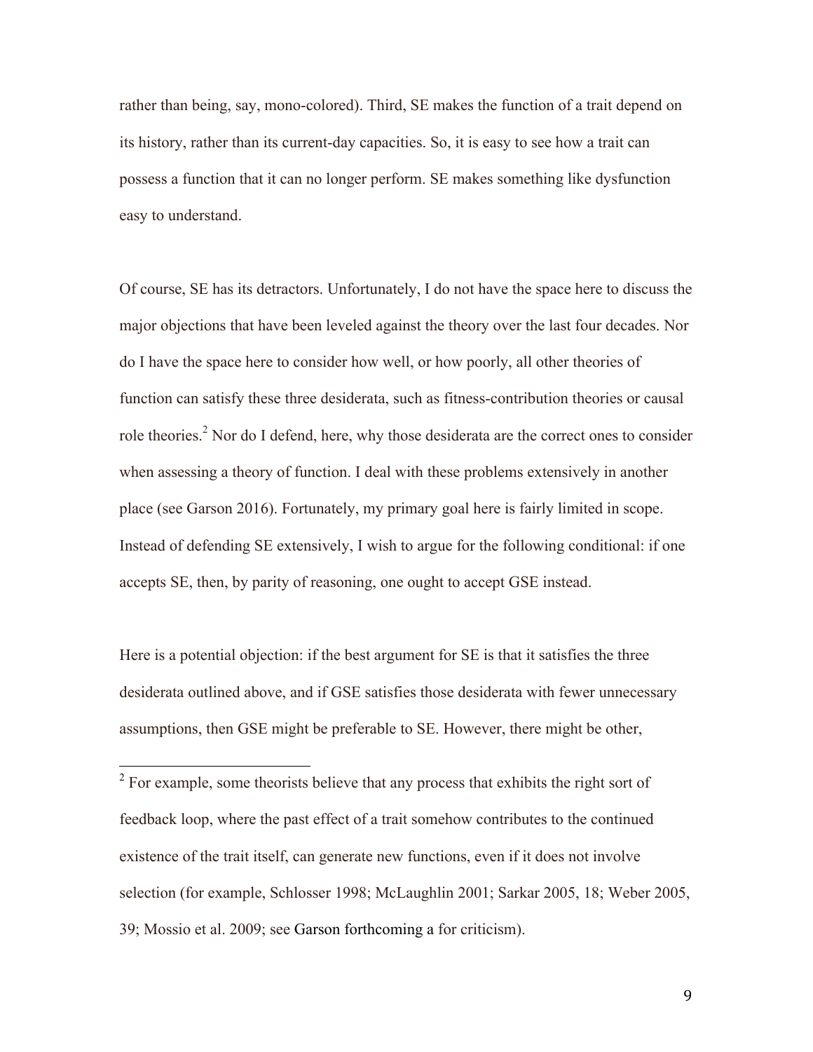rather than being, say, mono-colored). Third, SE makes the function of a trait depend on its history, rather than its current-day capacities. So, it is easy to see how a trait can possess a function that it can no longer perform. SE makes something like dysfunction easy to understand.

Of course, SE has its detractors. Unfortunately, I do not have the space here to discuss the major objections that have been leveled against the theory over the last four decades. Nor do I have the space here to consider how well, or how poorly, all other theories of function can satisfy these three desiderata, such as fitness-contribution theories or causal role theories.[2] Nor do I defend, here, why those desiderata are the correct ones to consider when assessing a theory of function. I deal with these problems extensively in another place (see Garson 2016). Fortunately, my primary goal here is fairly limited in scope. Instead of defending SE extensively, I wish to argue for the following conditional: if one accepts SE, then, by parity of reasoning, one ought to accept GSE instead.

Here is a potential objection: if the best argument for SE is that it satisfies the three desiderata outlined above, and if GSE satisfies those desiderata with fewer unnecessary assumptions, then GSE might be preferable to SE. However, there might be other,

[2] For example, some theorists believe that any process that exhibits the right sort of feedback loop, where the past effect of a trait somehow contributes to the continued existence of the trait itself, can generate new functions, even if it does not involve selection (for example, Schlosser 1998; McLaughlin 2001; Sarkar 2005, 18; Weber 2005, 39; Mossio et al. 2009; see Garson forthcoming a for criticism).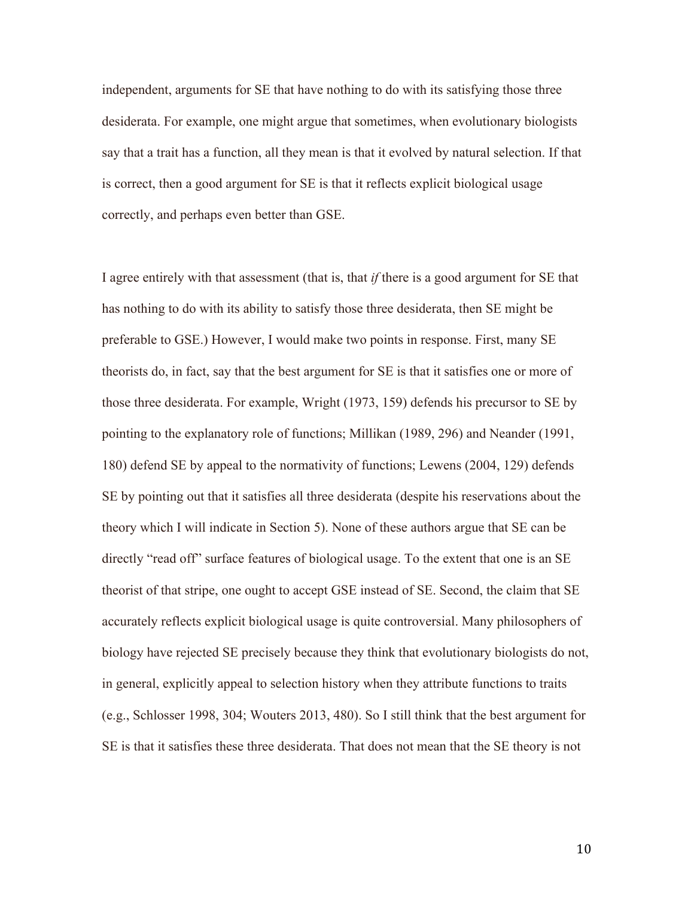independent, arguments for SE that have nothing to do with its satisfying those three desiderata. For example, one might argue that sometimes, when evolutionary biologists say that a trait has a function, all they mean is that it evolved by natural selection. If that is correct, then a good argument for SE is that it reflects explicit biological usage correctly, and perhaps even better than GSE.

I agree entirely with that assessment (that is, that *if* there is a good argument for SE that has nothing to do with its ability to satisfy those three desiderata, then SE might be preferable to GSE.) However, I would make two points in response. First, many SE theorists do, in fact, say that the best argument for SE is that it satisfies one or more of those three desiderata. For example, Wright (1973, 159) defends his precursor to SE by pointing to the explanatory role of functions; Millikan (1989, 296) and Neander (1991, 180) defend SE by appeal to the normativity of functions; Lewens (2004, 129) defends SE by pointing out that it satisfies all three desiderata (despite his reservations about the theory which I will indicate in Section 5). None of these authors argue that SE can be directly "read off" surface features of biological usage. To the extent that one is an SE theorist of that stripe, one ought to accept GSE instead of SE. Second, the claim that SE accurately reflects explicit biological usage is quite controversial. Many philosophers of biology have rejected SE precisely because they think that evolutionary biologists do not, in general, explicitly appeal to selection history when they attribute functions to traits (e.g., Schlosser 1998, 304; Wouters 2013, 480). So I still think that the best argument for SE is that it satisfies these three desiderata. That does not mean that the SE theory is not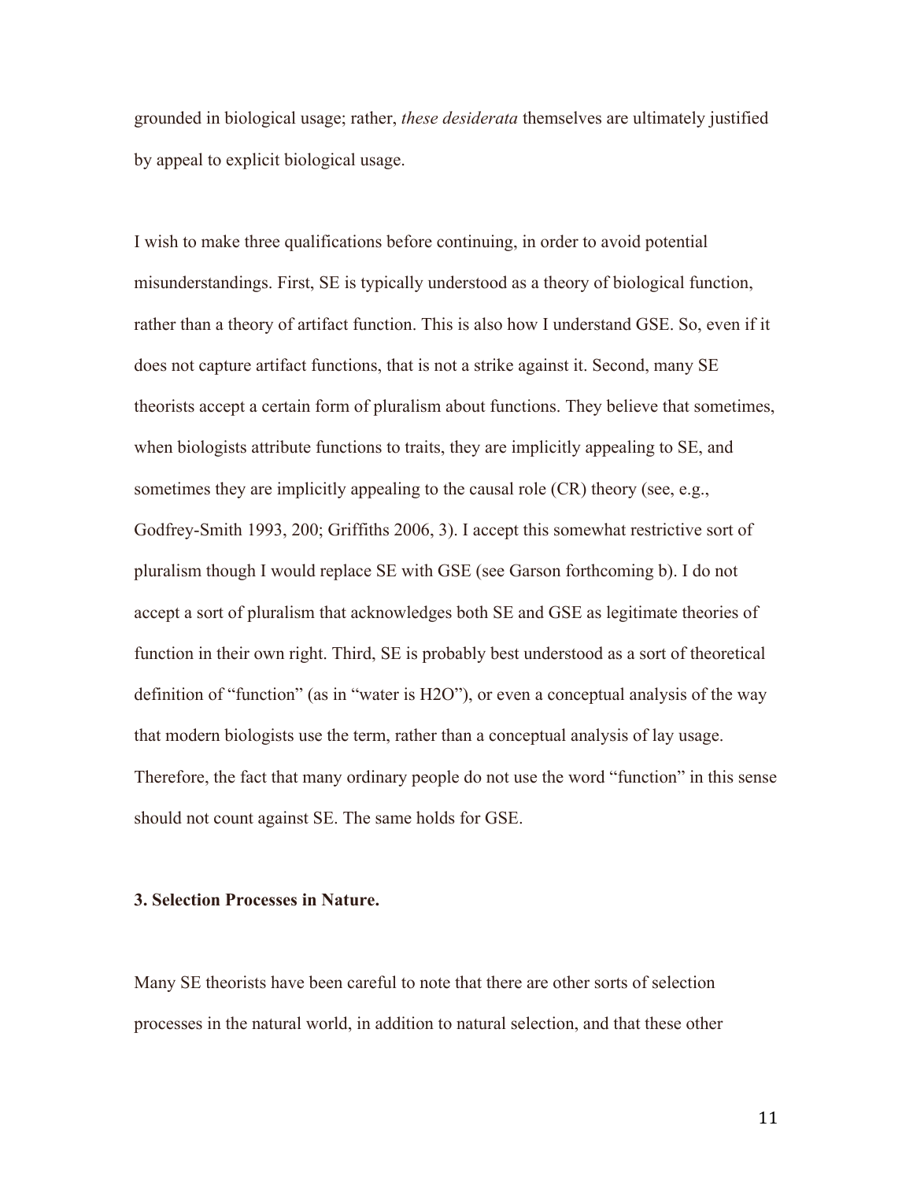grounded in biological usage; rather, *these desiderata* themselves are ultimately justified by appeal to explicit biological usage.

I wish to make three qualifications before continuing, in order to avoid potential misunderstandings. First, SE is typically understood as a theory of biological function, rather than a theory of artifact function. This is also how I understand GSE. So, even if it does not capture artifact functions, that is not a strike against it. Second, many SE theorists accept a certain form of pluralism about functions. They believe that sometimes, when biologists attribute functions to traits, they are implicitly appealing to SE, and sometimes they are implicitly appealing to the causal role (CR) theory (see, e.g., Godfrey-Smith 1993, 200; Griffiths 2006, 3). I accept this somewhat restrictive sort of pluralism though I would replace SE with GSE (see Garson forthcoming b). I do not accept a sort of pluralism that acknowledges both SE and GSE as legitimate theories of function in their own right. Third, SE is probably best understood as a sort of theoretical definition of "function" (as in "water is H2O"), or even a conceptual analysis of the way that modern biologists use the term, rather than a conceptual analysis of lay usage. Therefore, the fact that many ordinary people do not use the word "function" in this sense should not count against SE. The same holds for GSE.

## 3. Selection Processes in Nature.

Many SE theorists have been careful to note that there are other sorts of selection processes in the natural world, in addition to natural selection, and that these other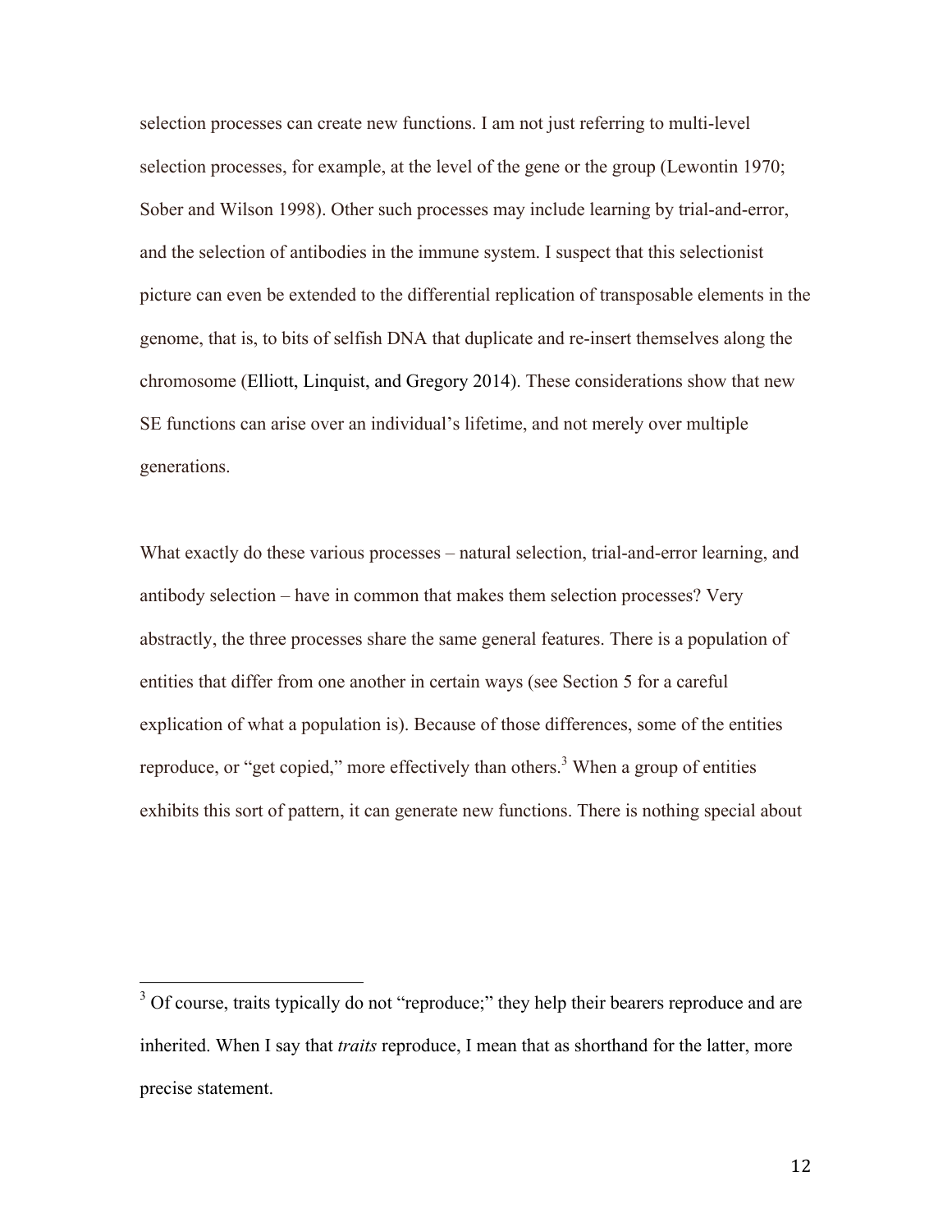selection processes can create new functions. I am not just referring to multi-level selection processes, for example, at the level of the gene or the group (Lewontin 1970; Sober and Wilson 1998). Other such processes may include learning by trial-and-error, and the selection of antibodies in the immune system. I suspect that this selectionist picture can even be extended to the differential replication of transposable elements in the genome, that is, to bits of selfish DNA that duplicate and re-insert themselves along the chromosome (Elliott, Linquist, and Gregory 2014). These considerations show that new SE functions can arise over an individual's lifetime, and not merely over multiple generations.

What exactly do these various processes – natural selection, trial-and-error learning, and antibody selection – have in common that makes them selection processes? Very abstractly, the three processes share the same general features. There is a population of entities that differ from one another in certain ways (see Section 5 for a careful explication of what a population is). Because of those differences, some of the entities reproduce, or "get copied," more effectively than others.[3] When a group of entities exhibits this sort of pattern, it can generate new functions. There is nothing special about

---

[3] Of course, traits typically do not "reproduce;" they help their bearers reproduce and are inherited. When I say that *traits* reproduce, I mean that as shorthand for the latter, more precise statement.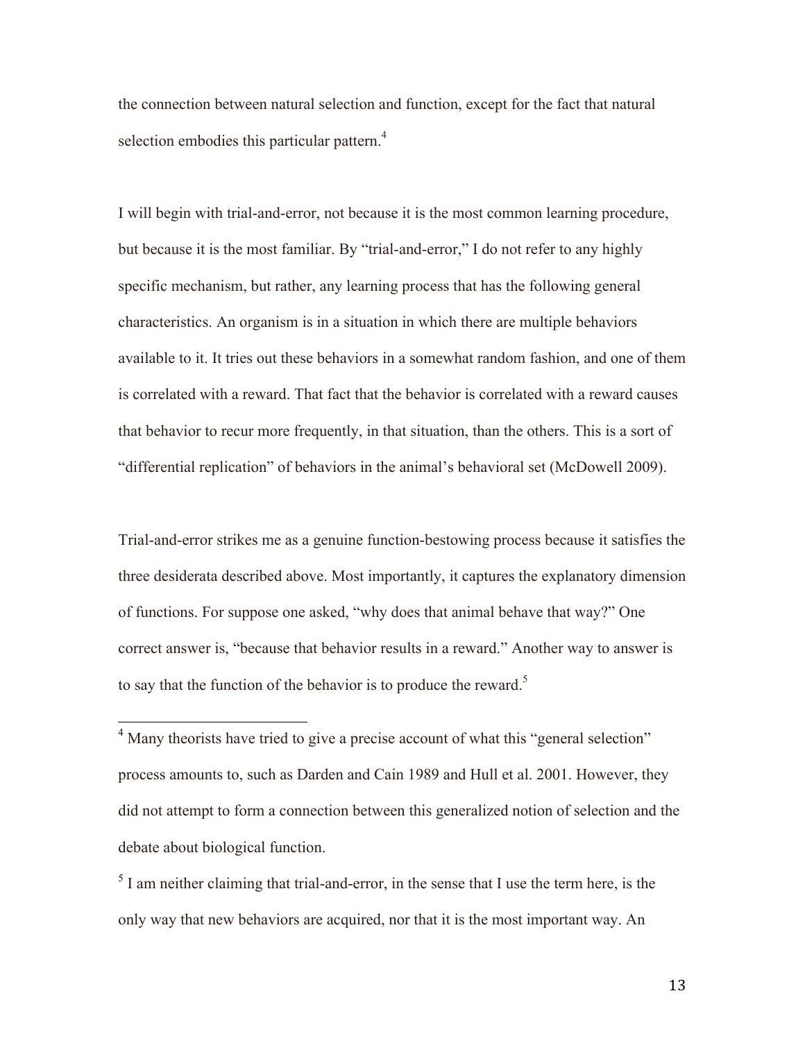the connection between natural selection and function, except for the fact that natural selection embodies this particular pattern.[4]

I will begin with trial-and-error, not because it is the most common learning procedure, but because it is the most familiar. By "trial-and-error," I do not refer to any highly specific mechanism, but rather, any learning process that has the following general characteristics. An organism is in a situation in which there are multiple behaviors available to it. It tries out these behaviors in a somewhat random fashion, and one of them is correlated with a reward. That fact that the behavior is correlated with a reward causes that behavior to recur more frequently, in that situation, than the others. This is a sort of "differential replication" of behaviors in the animal's behavioral set (McDowell 2009).

Trial-and-error strikes me as a genuine function-bestowing process because it satisfies the three desiderata described above. Most importantly, it captures the explanatory dimension of functions. For suppose one asked, "why does that animal behave that way?" One correct answer is, "because that behavior results in a reward." Another way to answer is to say that the function of the behavior is to produce the reward.[5]

---

[4] Many theorists have tried to give a precise account of what this "general selection" process amounts to, such as Darden and Cain 1989 and Hull et al. 2001. However, they did not attempt to form a connection between this generalized notion of selection and the debate about biological function.

[5] I am neither claiming that trial-and-error, in the sense that I use the term here, is the only way that new behaviors are acquired, nor that it is the most important way. An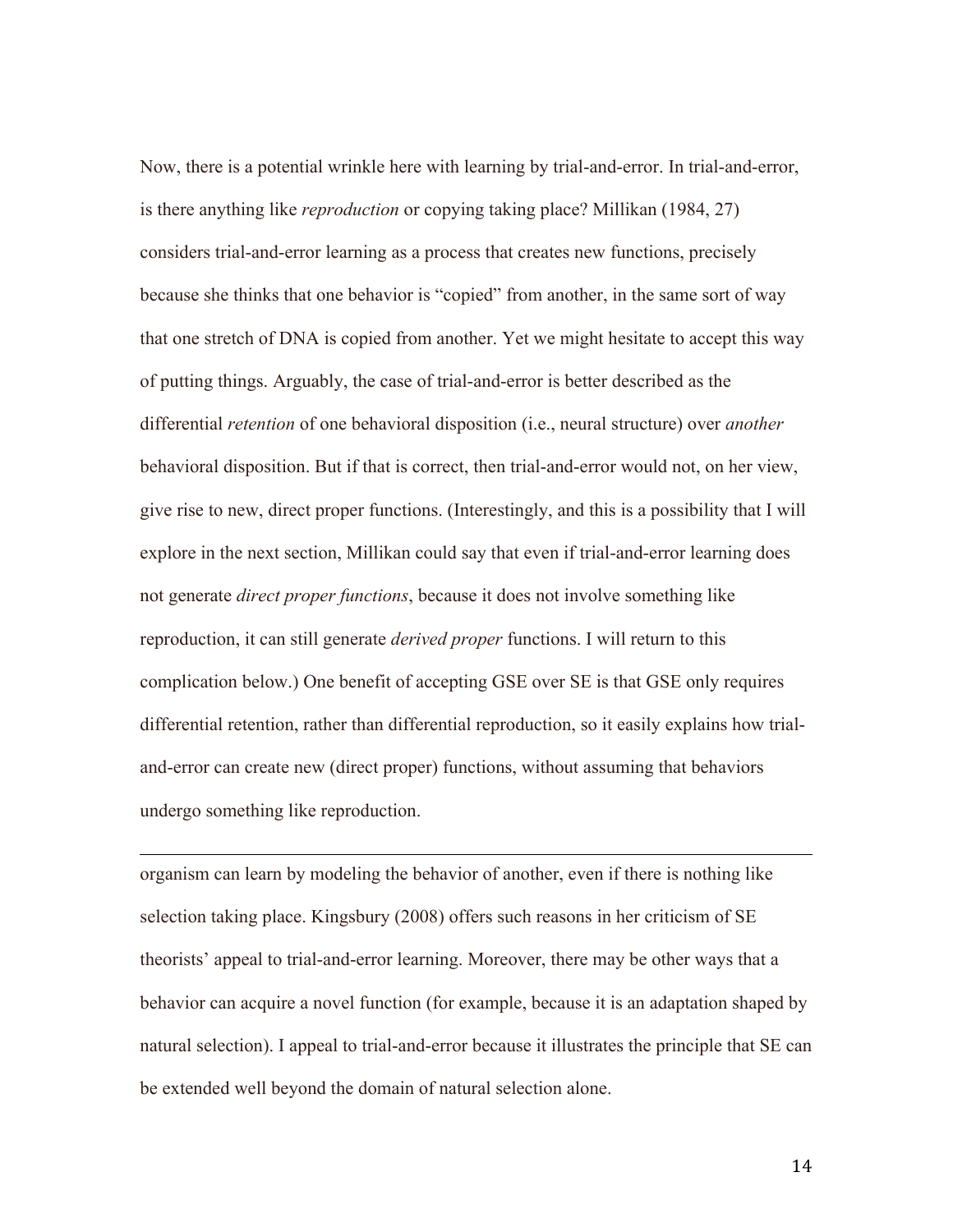Now, there is a potential wrinkle here with learning by trial-and-error. In trial-and-error, is there anything like *reproduction* or copying taking place? Millikan (1984, 27) considers trial-and-error learning as a process that creates new functions, precisely because she thinks that one behavior is "copied" from another, in the same sort of way that one stretch of DNA is copied from another. Yet we might hesitate to accept this way of putting things. Arguably, the case of trial-and-error is better described as the differential *retention* of one behavioral disposition (i.e., neural structure) over *another* behavioral disposition. But if that is correct, then trial-and-error would not, on her view, give rise to new, direct proper functions. (Interestingly, and this is a possibility that I will explore in the next section, Millikan could say that even if trial-and-error learning does not generate *direct proper functions*, because it does not involve something like reproduction, it can still generate *derived proper* functions. I will return to this complication below.) One benefit of accepting GSE over SE is that GSE only requires differential retention, rather than differential reproduction, so it easily explains how trial-and-error can create new (direct proper) functions, without assuming that behaviors undergo something like reproduction.

---

organism can learn by modeling the behavior of another, even if there is nothing like selection taking place. Kingsbury (2008) offers such reasons in her criticism of SE theorists' appeal to trial-and-error learning. Moreover, there may be other ways that a behavior can acquire a novel function (for example, because it is an adaptation shaped by natural selection). I appeal to trial-and-error because it illustrates the principle that SE can be extended well beyond the domain of natural selection alone.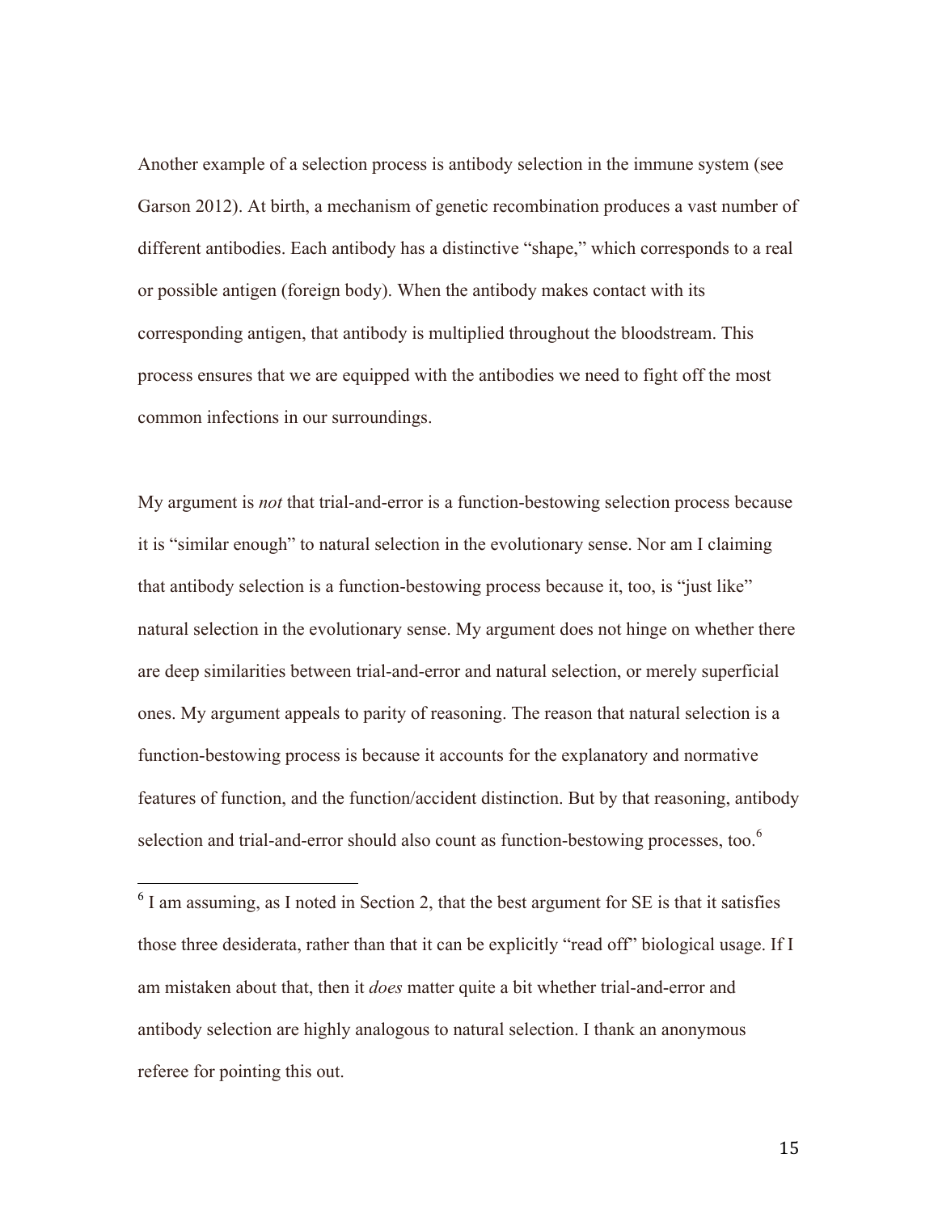Another example of a selection process is antibody selection in the immune system (see Garson 2012). At birth, a mechanism of genetic recombination produces a vast number of different antibodies. Each antibody has a distinctive "shape," which corresponds to a real or possible antigen (foreign body). When the antibody makes contact with its corresponding antigen, that antibody is multiplied throughout the bloodstream. This process ensures that we are equipped with the antibodies we need to fight off the most common infections in our surroundings.

My argument is *not* that trial-and-error is a function-bestowing selection process because it is "similar enough" to natural selection in the evolutionary sense. Nor am I claiming that antibody selection is a function-bestowing process because it, too, is "just like" natural selection in the evolutionary sense. My argument does not hinge on whether there are deep similarities between trial-and-error and natural selection, or merely superficial ones. My argument appeals to parity of reasoning. The reason that natural selection is a function-bestowing process is because it accounts for the explanatory and normative features of function, and the function/accident distinction. But by that reasoning, antibody selection and trial-and-error should also count as function-bestowing processes, too.[6]

[6] I am assuming, as I noted in Section 2, that the best argument for SE is that it satisfies those three desiderata, rather than that it can be explicitly "read off" biological usage. If I am mistaken about that, then it *does* matter quite a bit whether trial-and-error and antibody selection are highly analogous to natural selection. I thank an anonymous referee for pointing this out.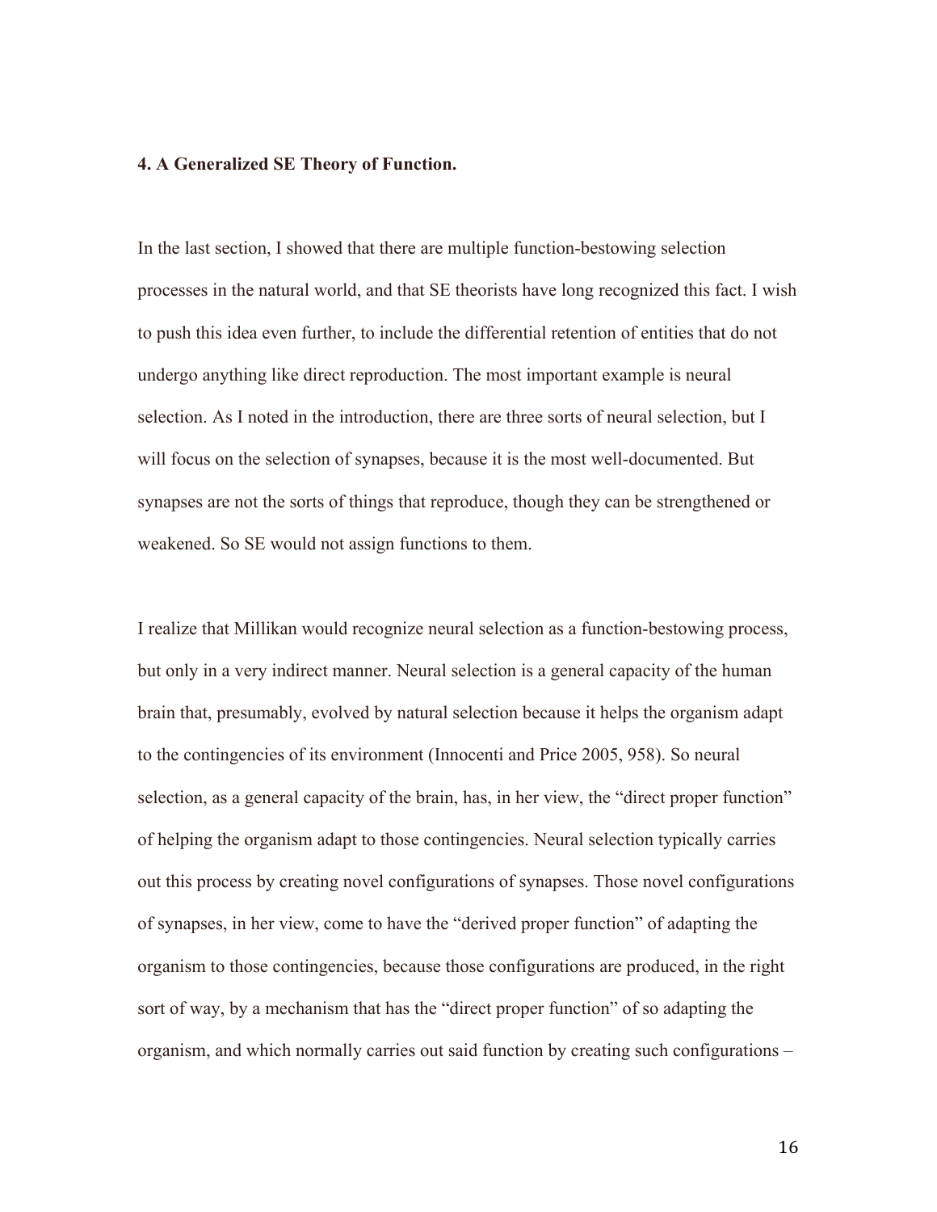### 4. A Generalized SE Theory of Function.

In the last section, I showed that there are multiple function-bestowing selection processes in the natural world, and that SE theorists have long recognized this fact. I wish to push this idea even further, to include the differential retention of entities that do not undergo anything like direct reproduction. The most important example is neural selection. As I noted in the introduction, there are three sorts of neural selection, but I will focus on the selection of synapses, because it is the most well-documented. But synapses are not the sorts of things that reproduce, though they can be strengthened or weakened. So SE would not assign functions to them.

I realize that Millikan would recognize neural selection as a function-bestowing process, but only in a very indirect manner. Neural selection is a general capacity of the human brain that, presumably, evolved by natural selection because it helps the organism adapt to the contingencies of its environment (Innocenti and Price 2005, 958). So neural selection, as a general capacity of the brain, has, in her view, the "direct proper function" of helping the organism adapt to those contingencies. Neural selection typically carries out this process by creating novel configurations of synapses. Those novel configurations of synapses, in her view, come to have the "derived proper function" of adapting the organism to those contingencies, because those configurations are produced, in the right sort of way, by a mechanism that has the "direct proper function" of so adapting the organism, and which normally carries out said function by creating such configurations –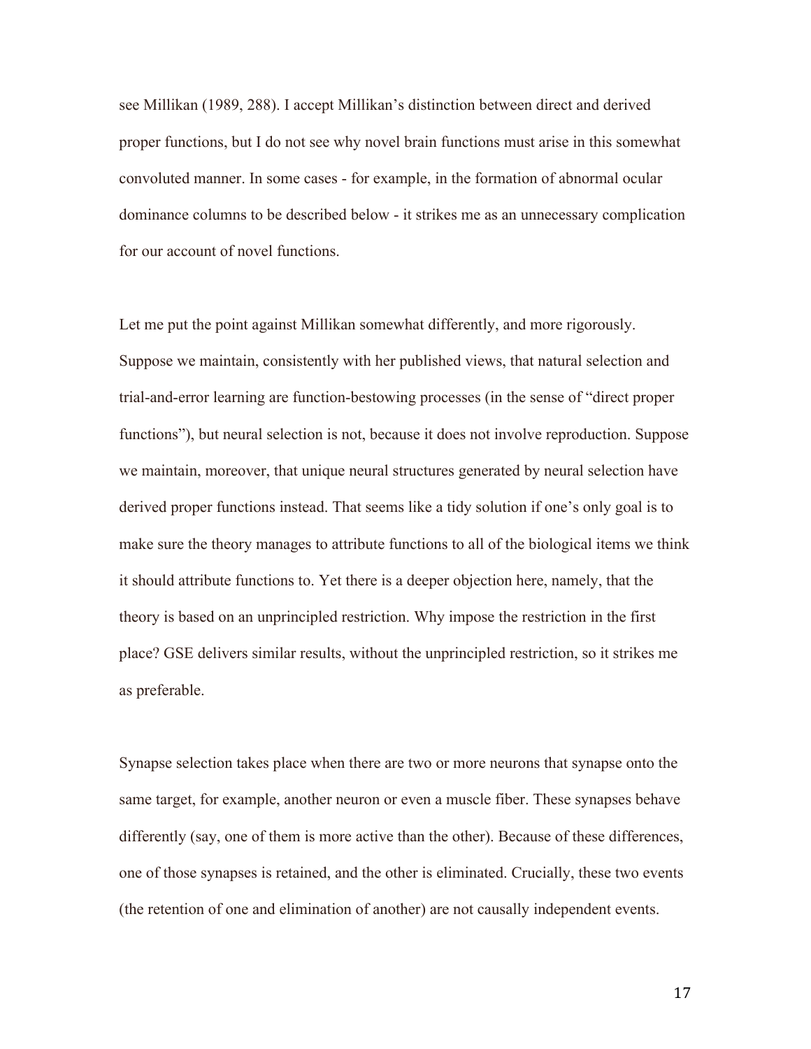see Millikan (1989, 288). I accept Millikan's distinction between direct and derived proper functions, but I do not see why novel brain functions must arise in this somewhat convoluted manner. In some cases - for example, in the formation of abnormal ocular dominance columns to be described below - it strikes me as an unnecessary complication for our account of novel functions.

Let me put the point against Millikan somewhat differently, and more rigorously. Suppose we maintain, consistently with her published views, that natural selection and trial-and-error learning are function-bestowing processes (in the sense of "direct proper functions"), but neural selection is not, because it does not involve reproduction. Suppose we maintain, moreover, that unique neural structures generated by neural selection have derived proper functions instead. That seems like a tidy solution if one's only goal is to make sure the theory manages to attribute functions to all of the biological items we think it should attribute functions to. Yet there is a deeper objection here, namely, that the theory is based on an unprincipled restriction. Why impose the restriction in the first place? GSE delivers similar results, without the unprincipled restriction, so it strikes me as preferable.

Synapse selection takes place when there are two or more neurons that synapse onto the same target, for example, another neuron or even a muscle fiber. These synapses behave differently (say, one of them is more active than the other). Because of these differences, one of those synapses is retained, and the other is eliminated. Crucially, these two events (the retention of one and elimination of another) are not causally independent events.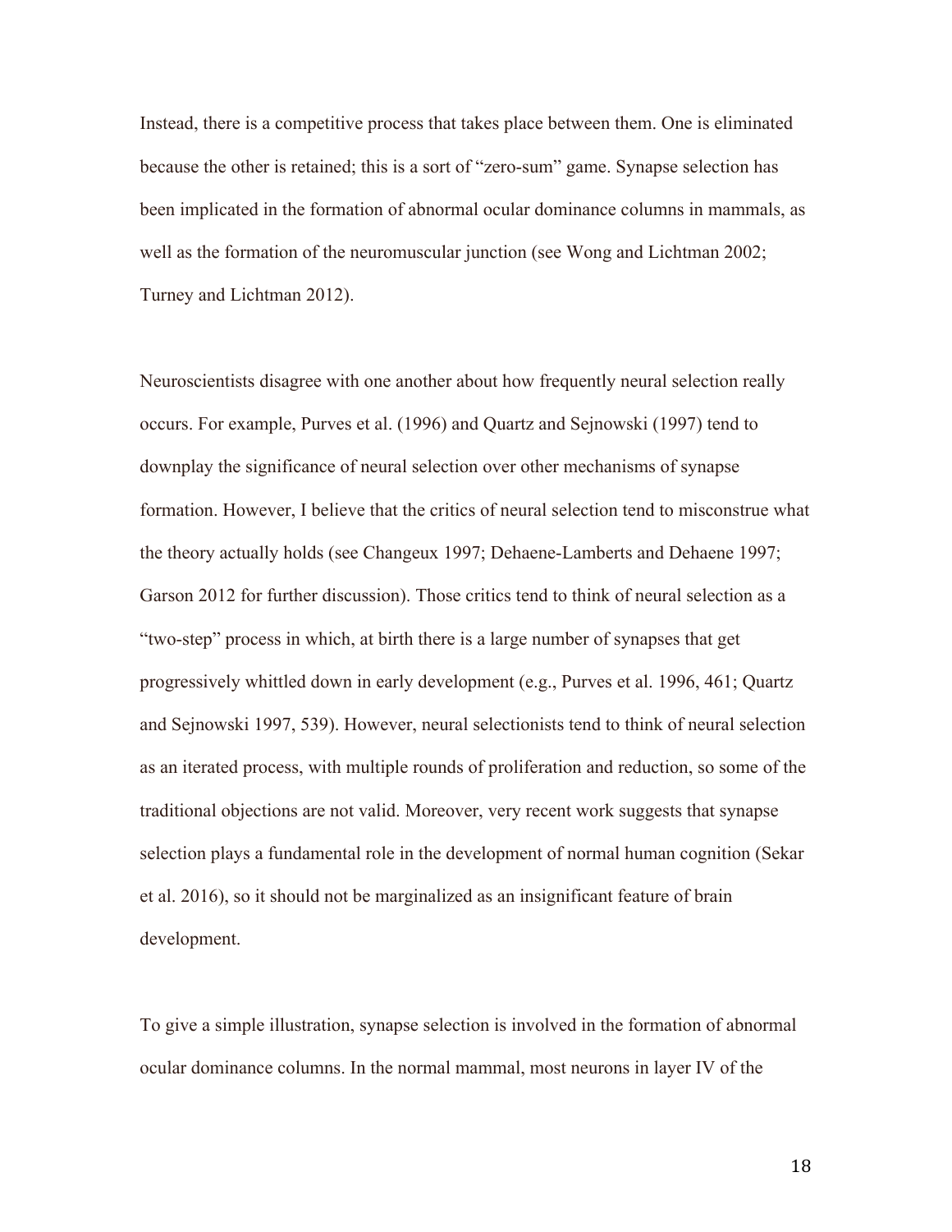Instead, there is a competitive process that takes place between them. One is eliminated because the other is retained; this is a sort of "zero-sum" game. Synapse selection has been implicated in the formation of abnormal ocular dominance columns in mammals, as well as the formation of the neuromuscular junction (see Wong and Lichtman 2002; Turney and Lichtman 2012).

Neuroscientists disagree with one another about how frequently neural selection really occurs. For example, Purves et al. (1996) and Quartz and Sejnowski (1997) tend to downplay the significance of neural selection over other mechanisms of synapse formation. However, I believe that the critics of neural selection tend to misconstrue what the theory actually holds (see Changeux 1997; Dehaene-Lamberts and Dehaene 1997; Garson 2012 for further discussion). Those critics tend to think of neural selection as a "two-step" process in which, at birth there is a large number of synapses that get progressively whittled down in early development (e.g., Purves et al. 1996, 461; Quartz and Sejnowski 1997, 539). However, neural selectionists tend to think of neural selection as an iterated process, with multiple rounds of proliferation and reduction, so some of the traditional objections are not valid. Moreover, very recent work suggests that synapse selection plays a fundamental role in the development of normal human cognition (Sekar et al. 2016), so it should not be marginalized as an insignificant feature of brain development.

To give a simple illustration, synapse selection is involved in the formation of abnormal ocular dominance columns. In the normal mammal, most neurons in layer IV of the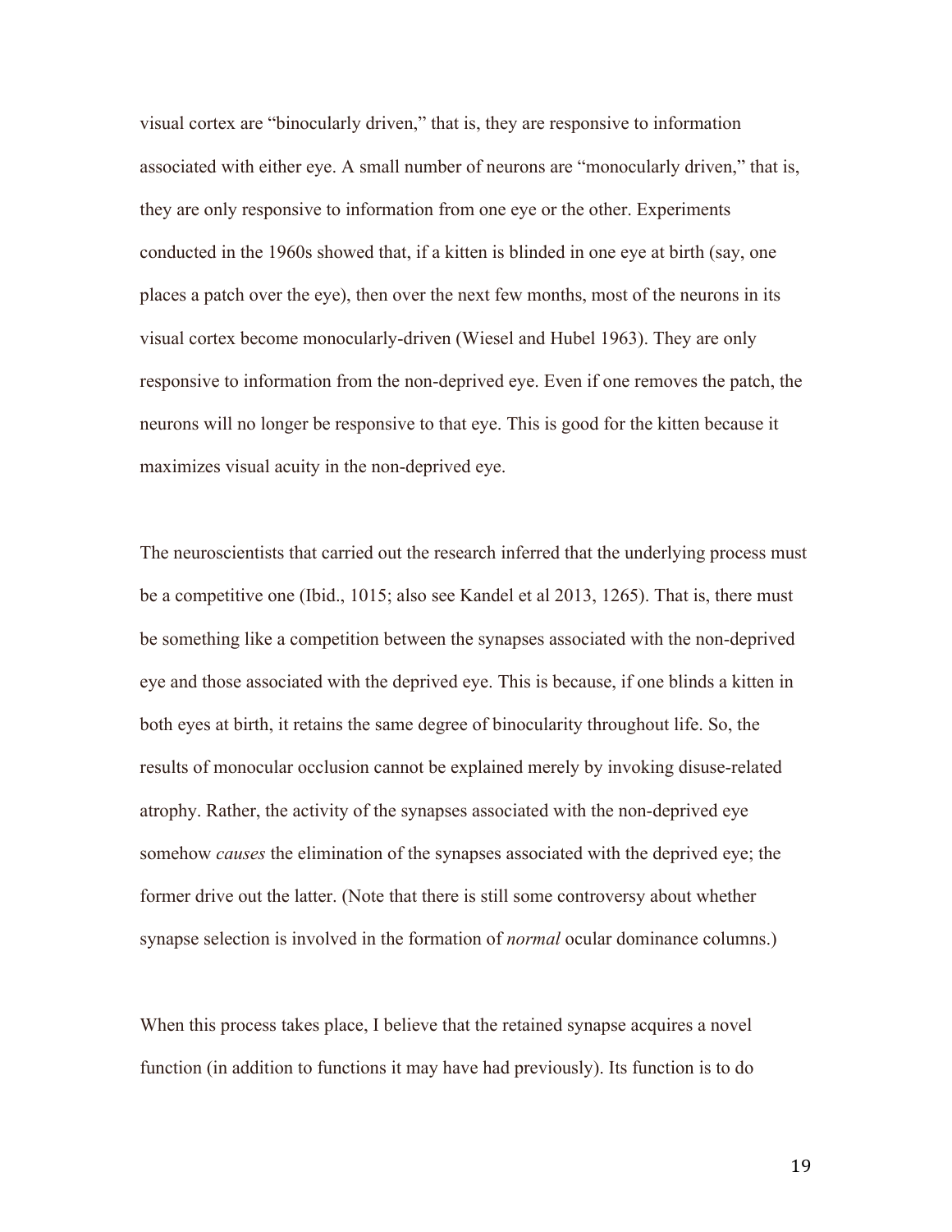visual cortex are "binocularly driven," that is, they are responsive to information associated with either eye. A small number of neurons are "monocularly driven," that is, they are only responsive to information from one eye or the other. Experiments conducted in the 1960s showed that, if a kitten is blinded in one eye at birth (say, one places a patch over the eye), then over the next few months, most of the neurons in its visual cortex become monocularly-driven (Wiesel and Hubel 1963). They are only responsive to information from the non-deprived eye. Even if one removes the patch, the neurons will no longer be responsive to that eye. This is good for the kitten because it maximizes visual acuity in the non-deprived eye.

The neuroscientists that carried out the research inferred that the underlying process must be a competitive one (Ibid., 1015; also see Kandel et al 2013, 1265). That is, there must be something like a competition between the synapses associated with the non-deprived eye and those associated with the deprived eye. This is because, if one blinds a kitten in both eyes at birth, it retains the same degree of binocularity throughout life. So, the results of monocular occlusion cannot be explained merely by invoking disuse-related atrophy. Rather, the activity of the synapses associated with the non-deprived eye somehow *causes* the elimination of the synapses associated with the deprived eye; the former drive out the latter. (Note that there is still some controversy about whether synapse selection is involved in the formation of *normal* ocular dominance columns.)

When this process takes place, I believe that the retained synapse acquires a novel function (in addition to functions it may have had previously). Its function is to do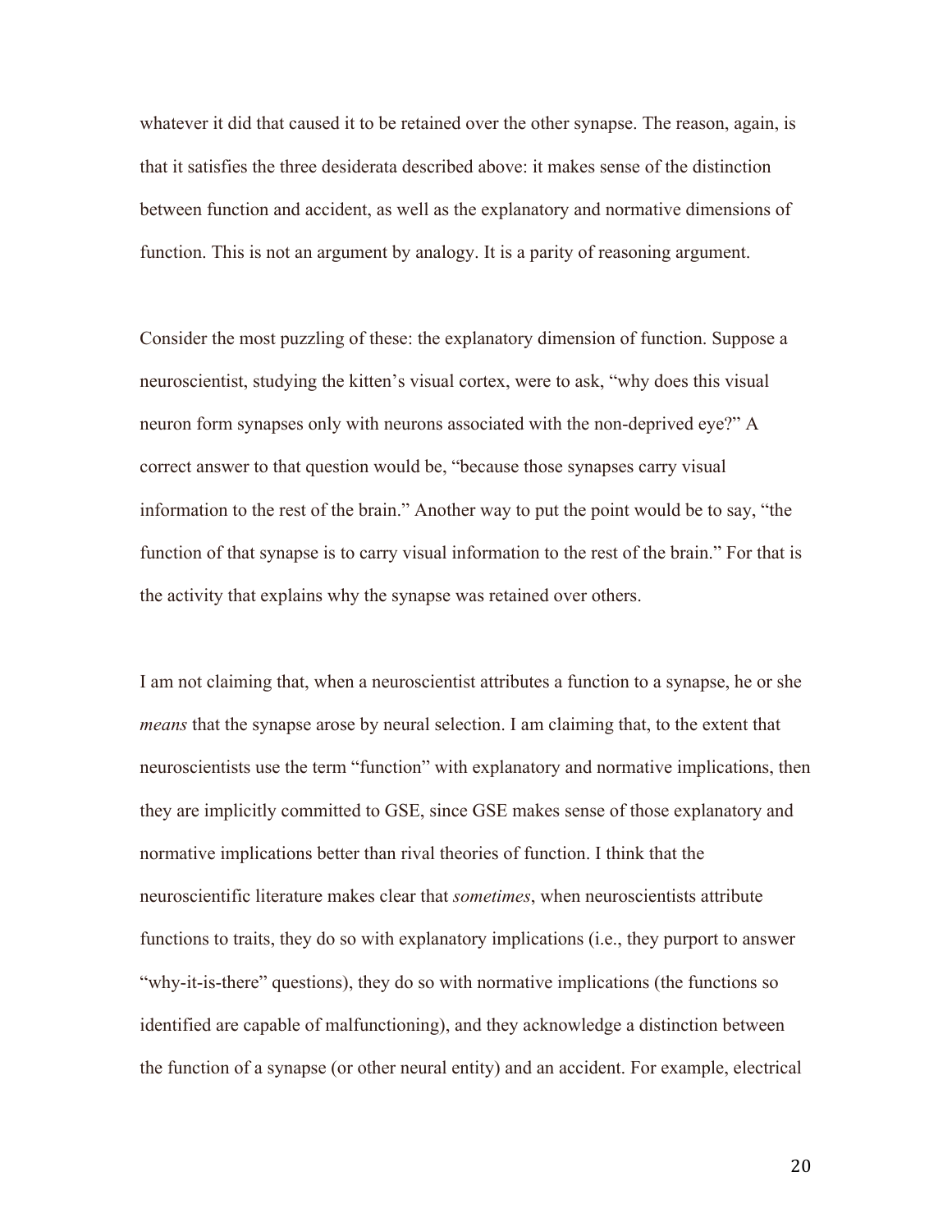whatever it did that caused it to be retained over the other synapse. The reason, again, is that it satisfies the three desiderata described above: it makes sense of the distinction between function and accident, as well as the explanatory and normative dimensions of function. This is not an argument by analogy. It is a parity of reasoning argument.

Consider the most puzzling of these: the explanatory dimension of function. Suppose a neuroscientist, studying the kitten's visual cortex, were to ask, "why does this visual neuron form synapses only with neurons associated with the non-deprived eye?" A correct answer to that question would be, "because those synapses carry visual information to the rest of the brain." Another way to put the point would be to say, "the function of that synapse is to carry visual information to the rest of the brain." For that is the activity that explains why the synapse was retained over others.

I am not claiming that, when a neuroscientist attributes a function to a synapse, he or she *means* that the synapse arose by neural selection. I am claiming that, to the extent that neuroscientists use the term "function" with explanatory and normative implications, then they are implicitly committed to GSE, since GSE makes sense of those explanatory and normative implications better than rival theories of function. I think that the neuroscientific literature makes clear that *sometimes*, when neuroscientists attribute functions to traits, they do so with explanatory implications (i.e., they purport to answer "why-it-is-there" questions), they do so with normative implications (the functions so identified are capable of malfunctioning), and they acknowledge a distinction between the function of a synapse (or other neural entity) and an accident. For example, electrical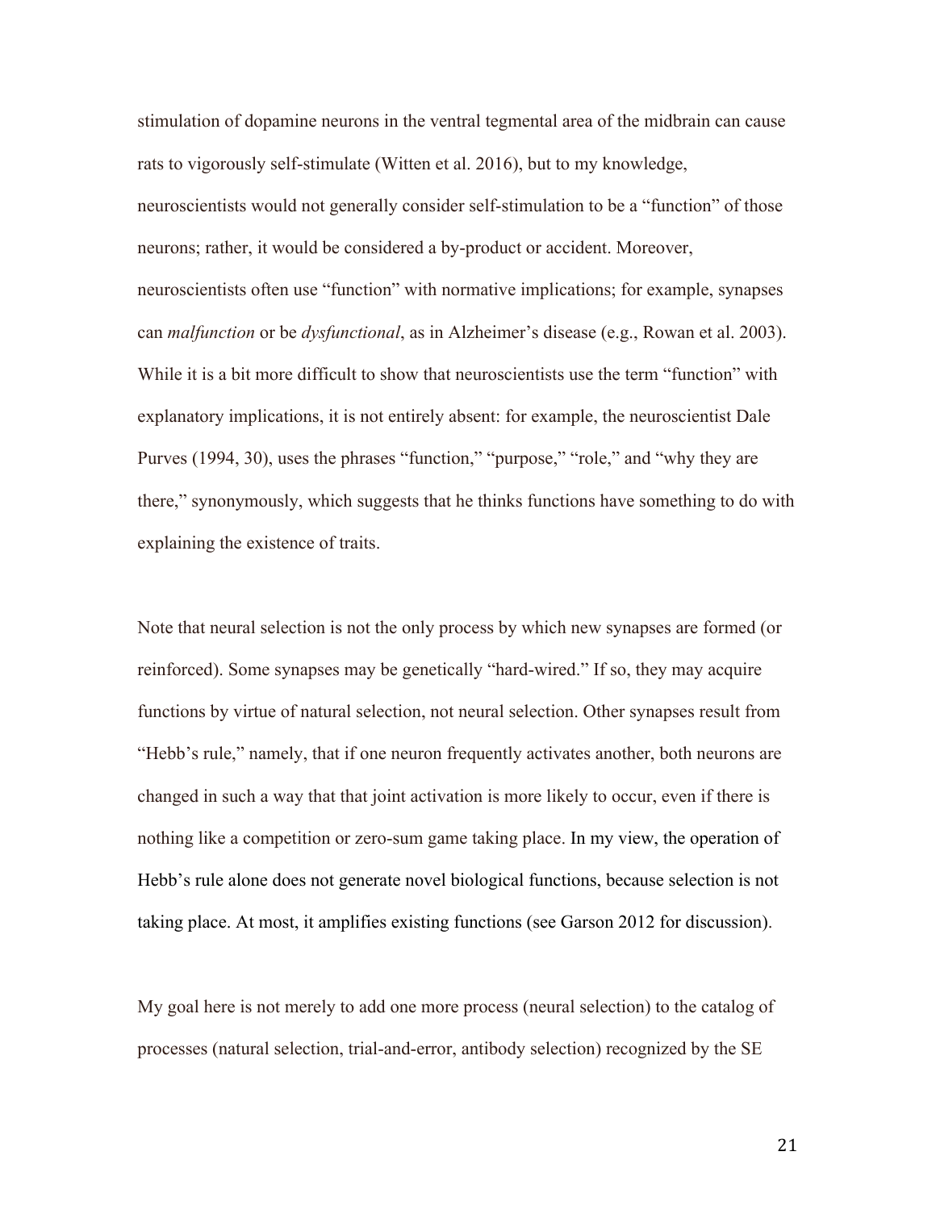stimulation of dopamine neurons in the ventral tegmental area of the midbrain can cause rats to vigorously self-stimulate (Witten et al. 2016), but to my knowledge, neuroscientists would not generally consider self-stimulation to be a "function" of those neurons; rather, it would be considered a by-product or accident. Moreover, neuroscientists often use "function" with normative implications; for example, synapses can *malfunction* or be *dysfunctional*, as in Alzheimer's disease (e.g., Rowan et al. 2003). While it is a bit more difficult to show that neuroscientists use the term "function" with explanatory implications, it is not entirely absent: for example, the neuroscientist Dale Purves (1994, 30), uses the phrases "function," "purpose," "role," and "why they are there," synonymously, which suggests that he thinks functions have something to do with explaining the existence of traits.

Note that neural selection is not the only process by which new synapses are formed (or reinforced). Some synapses may be genetically "hard-wired." If so, they may acquire functions by virtue of natural selection, not neural selection. Other synapses result from "Hebb's rule," namely, that if one neuron frequently activates another, both neurons are changed in such a way that that joint activation is more likely to occur, even if there is nothing like a competition or zero-sum game taking place. In my view, the operation of Hebb's rule alone does not generate novel biological functions, because selection is not taking place. At most, it amplifies existing functions (see Garson 2012 for discussion).

My goal here is not merely to add one more process (neural selection) to the catalog of processes (natural selection, trial-and-error, antibody selection) recognized by the SE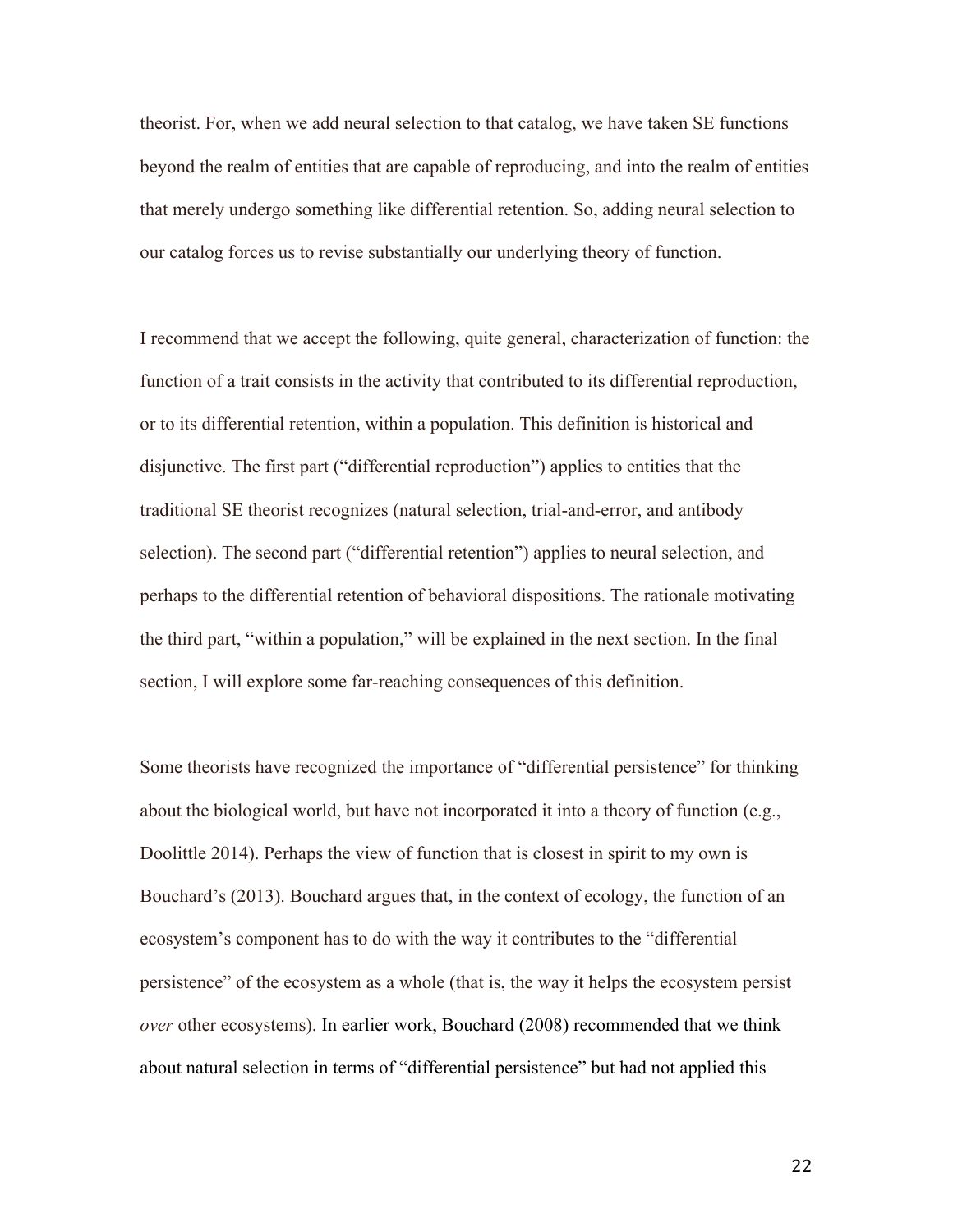theorist. For, when we add neural selection to that catalog, we have taken SE functions beyond the realm of entities that are capable of reproducing, and into the realm of entities that merely undergo something like differential retention. So, adding neural selection to our catalog forces us to revise substantially our underlying theory of function.

I recommend that we accept the following, quite general, characterization of function: the function of a trait consists in the activity that contributed to its differential reproduction, or to its differential retention, within a population. This definition is historical and disjunctive. The first part ("differential reproduction") applies to entities that the traditional SE theorist recognizes (natural selection, trial-and-error, and antibody selection). The second part ("differential retention") applies to neural selection, and perhaps to the differential retention of behavioral dispositions. The rationale motivating the third part, "within a population," will be explained in the next section. In the final section, I will explore some far-reaching consequences of this definition.

Some theorists have recognized the importance of "differential persistence" for thinking about the biological world, but have not incorporated it into a theory of function (e.g., Doolittle 2014). Perhaps the view of function that is closest in spirit to my own is Bouchard's (2013). Bouchard argues that, in the context of ecology, the function of an ecosystem's component has to do with the way it contributes to the "differential persistence" of the ecosystem as a whole (that is, the way it helps the ecosystem persist *over* other ecosystems). In earlier work, Bouchard (2008) recommended that we think about natural selection in terms of "differential persistence" but had not applied this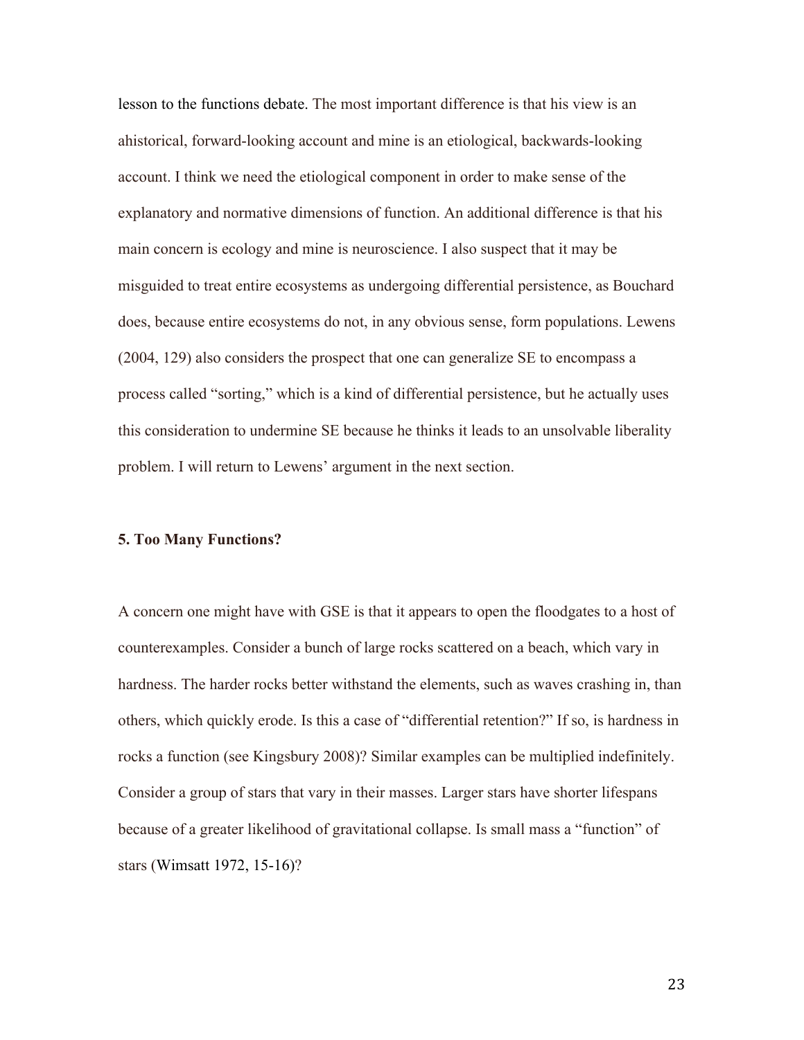lesson to the functions debate. The most important difference is that his view is an ahistorical, forward-looking account and mine is an etiological, backwards-looking account. I think we need the etiological component in order to make sense of the explanatory and normative dimensions of function. An additional difference is that his main concern is ecology and mine is neuroscience. I also suspect that it may be misguided to treat entire ecosystems as undergoing differential persistence, as Bouchard does, because entire ecosystems do not, in any obvious sense, form populations. Lewens (2004, 129) also considers the prospect that one can generalize SE to encompass a process called "sorting," which is a kind of differential persistence, but he actually uses this consideration to undermine SE because he thinks it leads to an unsolvable liberality problem. I will return to Lewens' argument in the next section.

## 5. Too Many Functions?

A concern one might have with GSE is that it appears to open the floodgates to a host of counterexamples. Consider a bunch of large rocks scattered on a beach, which vary in hardness. The harder rocks better withstand the elements, such as waves crashing in, than others, which quickly erode. Is this a case of "differential retention?" If so, is hardness in rocks a function (see Kingsbury 2008)? Similar examples can be multiplied indefinitely. Consider a group of stars that vary in their masses. Larger stars have shorter lifespans because of a greater likelihood of gravitational collapse. Is small mass a "function" of stars (Wimsatt 1972, 15-16)?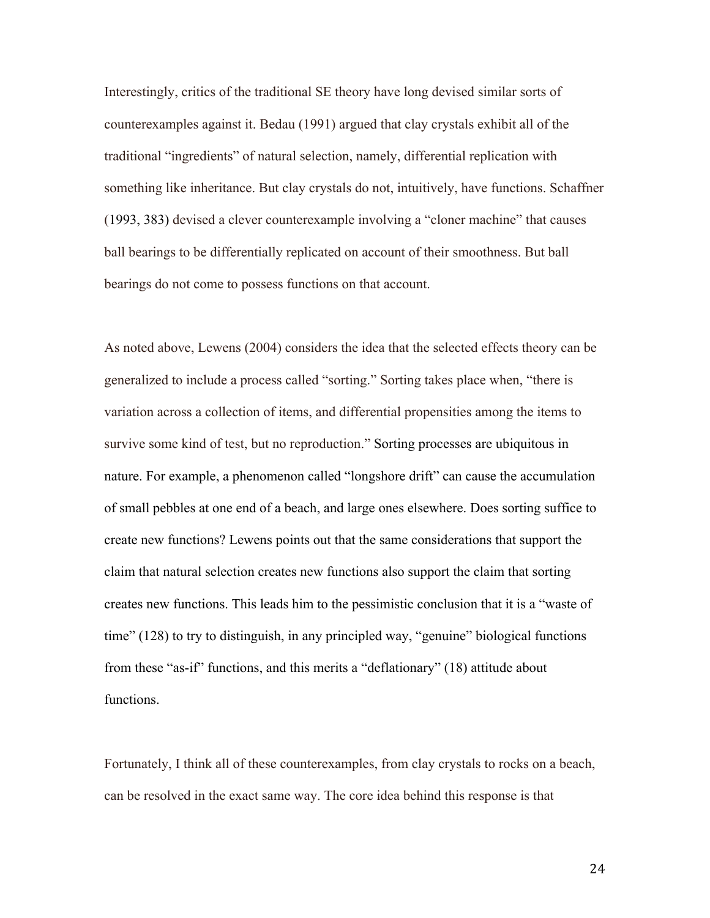Interestingly, critics of the traditional SE theory have long devised similar sorts of counterexamples against it. Bedau (1991) argued that clay crystals exhibit all of the traditional "ingredients" of natural selection, namely, differential replication with something like inheritance. But clay crystals do not, intuitively, have functions. Schaffner (1993, 383) devised a clever counterexample involving a "cloner machine" that causes ball bearings to be differentially replicated on account of their smoothness. But ball bearings do not come to possess functions on that account.

As noted above, Lewens (2004) considers the idea that the selected effects theory can be generalized to include a process called "sorting." Sorting takes place when, "there is variation across a collection of items, and differential propensities among the items to survive some kind of test, but no reproduction." Sorting processes are ubiquitous in nature. For example, a phenomenon called "longshore drift" can cause the accumulation of small pebbles at one end of a beach, and large ones elsewhere. Does sorting suffice to create new functions? Lewens points out that the same considerations that support the claim that natural selection creates new functions also support the claim that sorting creates new functions. This leads him to the pessimistic conclusion that it is a "waste of time" (128) to try to distinguish, in any principled way, "genuine" biological functions from these "as-if" functions, and this merits a "deflationary" (18) attitude about functions.

Fortunately, I think all of these counterexamples, from clay crystals to rocks on a beach, can be resolved in the exact same way. The core idea behind this response is that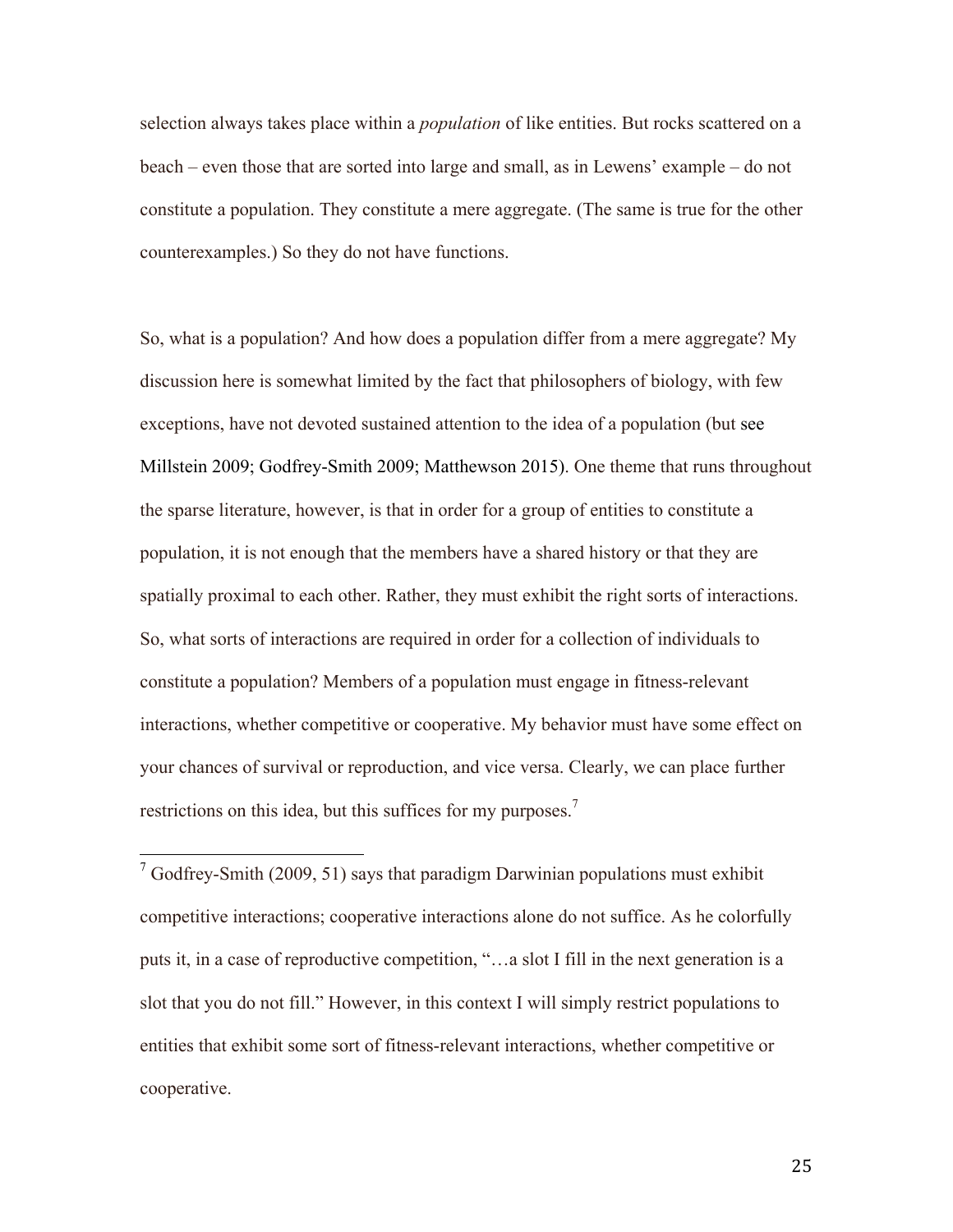selection always takes place within a *population* of like entities. But rocks scattered on a beach – even those that are sorted into large and small, as in Lewens' example – do not constitute a population. They constitute a mere aggregate. (The same is true for the other counterexamples.) So they do not have functions.

So, what is a population? And how does a population differ from a mere aggregate? My discussion here is somewhat limited by the fact that philosophers of biology, with few exceptions, have not devoted sustained attention to the idea of a population (but see Millstein 2009; Godfrey-Smith 2009; Matthewson 2015). One theme that runs throughout the sparse literature, however, is that in order for a group of entities to constitute a population, it is not enough that the members have a shared history or that they are spatially proximal to each other. Rather, they must exhibit the right sorts of interactions. So, what sorts of interactions are required in order for a collection of individuals to constitute a population? Members of a population must engage in fitness-relevant interactions, whether competitive or cooperative. My behavior must have some effect on your chances of survival or reproduction, and vice versa. Clearly, we can place further restrictions on this idea, but this suffices for my purposes.[7]

---

[7] Godfrey-Smith (2009, 51) says that paradigm Darwinian populations must exhibit competitive interactions; cooperative interactions alone do not suffice. As he colorfully puts it, in a case of reproductive competition, "…a slot I fill in the next generation is a slot that you do not fill." However, in this context I will simply restrict populations to entities that exhibit some sort of fitness-relevant interactions, whether competitive or cooperative.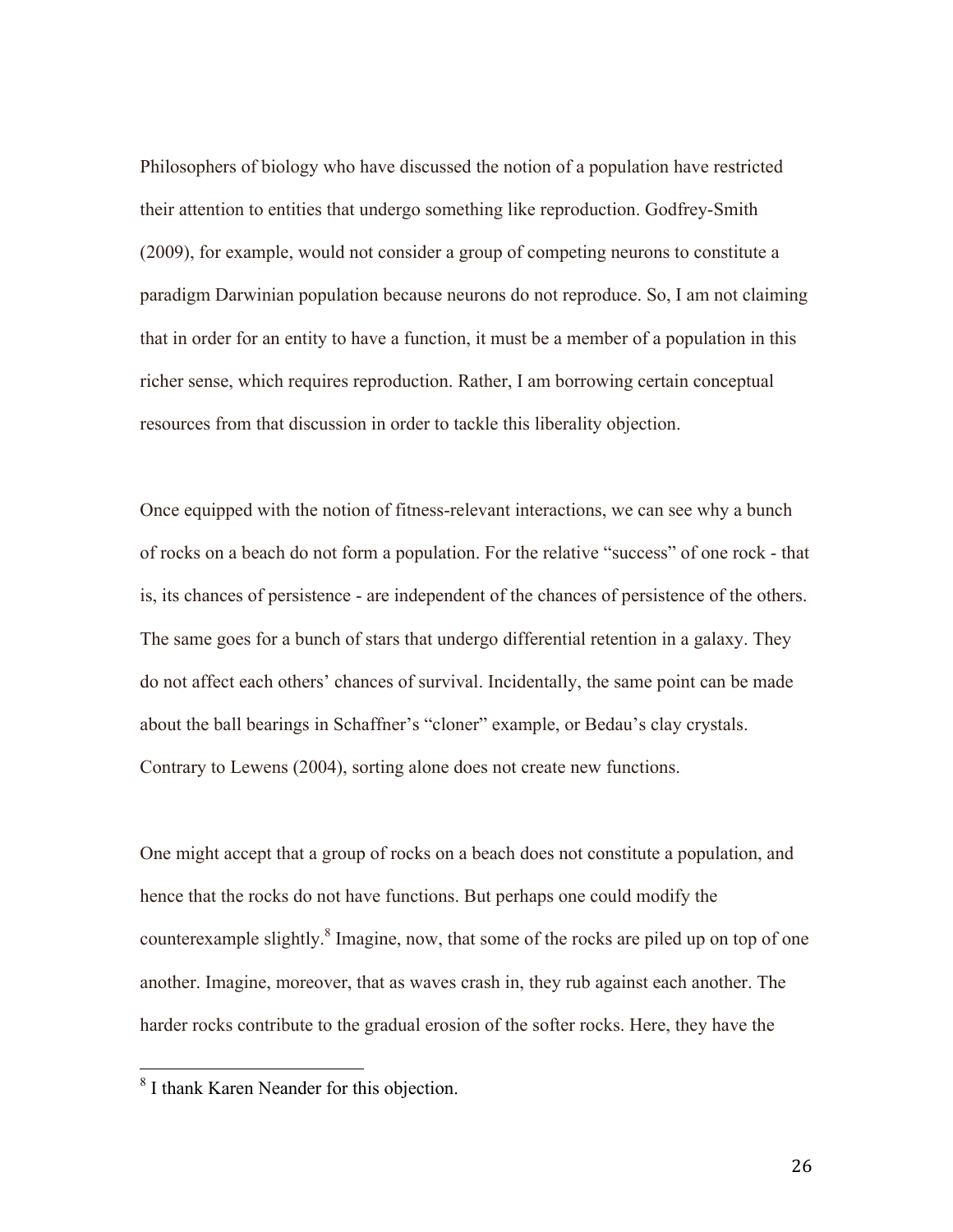Philosophers of biology who have discussed the notion of a population have restricted their attention to entities that undergo something like reproduction. Godfrey-Smith (2009), for example, would not consider a group of competing neurons to constitute a paradigm Darwinian population because neurons do not reproduce. So, I am not claiming that in order for an entity to have a function, it must be a member of a population in this richer sense, which requires reproduction. Rather, I am borrowing certain conceptual resources from that discussion in order to tackle this liberality objection.

Once equipped with the notion of fitness-relevant interactions, we can see why a bunch of rocks on a beach do not form a population. For the relative "success" of one rock - that is, its chances of persistence - are independent of the chances of persistence of the others. The same goes for a bunch of stars that undergo differential retention in a galaxy. They do not affect each others' chances of survival. Incidentally, the same point can be made about the ball bearings in Schaffner's "cloner" example, or Bedau's clay crystals. Contrary to Lewens (2004), sorting alone does not create new functions.

One might accept that a group of rocks on a beach does not constitute a population, and hence that the rocks do not have functions. But perhaps one could modify the counterexample slightly.[8] Imagine, now, that some of the rocks are piled up on top of one another. Imagine, moreover, that as waves crash in, they rub against each another. The harder rocks contribute to the gradual erosion of the softer rocks. Here, they have the

[8] I thank Karen Neander for this objection.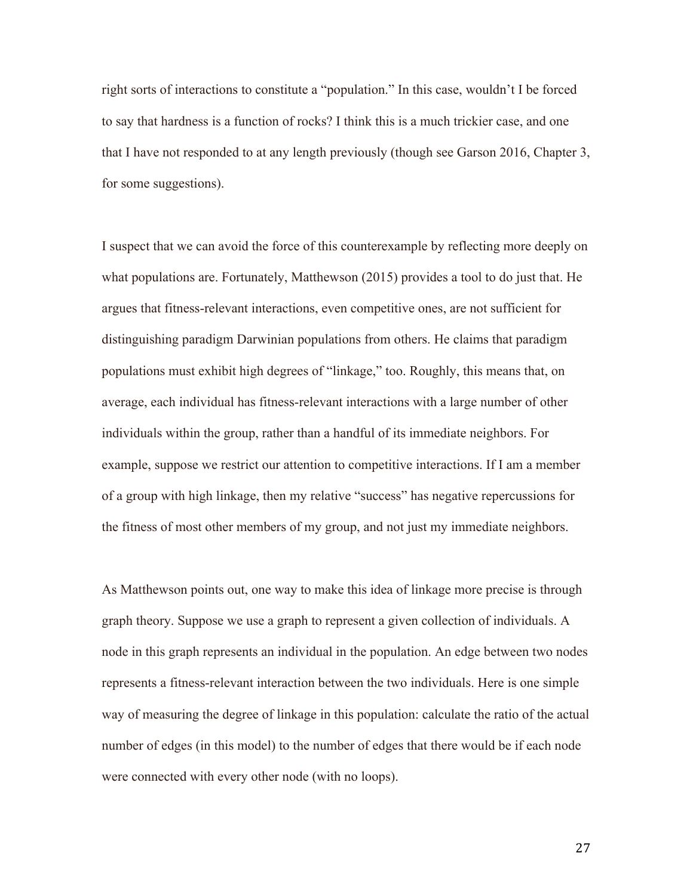right sorts of interactions to constitute a "population." In this case, wouldn't I be forced to say that hardness is a function of rocks? I think this is a much trickier case, and one that I have not responded to at any length previously (though see Garson 2016, Chapter 3, for some suggestions).

I suspect that we can avoid the force of this counterexample by reflecting more deeply on what populations are. Fortunately, Matthewson (2015) provides a tool to do just that. He argues that fitness-relevant interactions, even competitive ones, are not sufficient for distinguishing paradigm Darwinian populations from others. He claims that paradigm populations must exhibit high degrees of "linkage," too. Roughly, this means that, on average, each individual has fitness-relevant interactions with a large number of other individuals within the group, rather than a handful of its immediate neighbors. For example, suppose we restrict our attention to competitive interactions. If I am a member of a group with high linkage, then my relative "success" has negative repercussions for the fitness of most other members of my group, and not just my immediate neighbors.

As Matthewson points out, one way to make this idea of linkage more precise is through graph theory. Suppose we use a graph to represent a given collection of individuals. A node in this graph represents an individual in the population. An edge between two nodes represents a fitness-relevant interaction between the two individuals. Here is one simple way of measuring the degree of linkage in this population: calculate the ratio of the actual number of edges (in this model) to the number of edges that there would be if each node were connected with every other node (with no loops).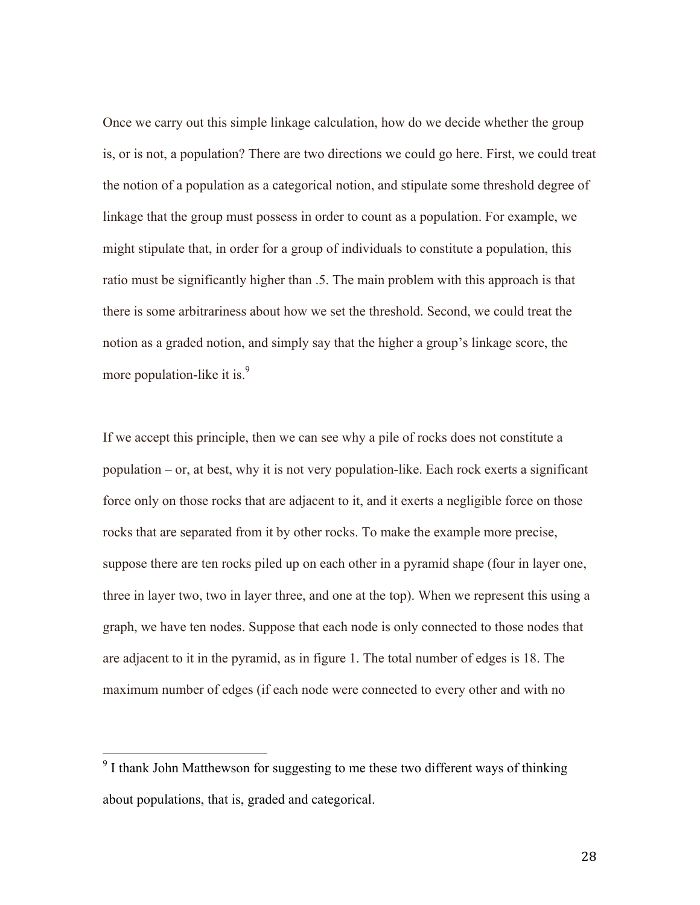Once we carry out this simple linkage calculation, how do we decide whether the group is, or is not, a population? There are two directions we could go here. First, we could treat the notion of a population as a categorical notion, and stipulate some threshold degree of linkage that the group must possess in order to count as a population. For example, we might stipulate that, in order for a group of individuals to constitute a population, this ratio must be significantly higher than .5. The main problem with this approach is that there is some arbitrariness about how we set the threshold. Second, we could treat the notion as a graded notion, and simply say that the higher a group's linkage score, the more population-like it is.[9]

If we accept this principle, then we can see why a pile of rocks does not constitute a population – or, at best, why it is not very population-like. Each rock exerts a significant force only on those rocks that are adjacent to it, and it exerts a negligible force on those rocks that are separated from it by other rocks. To make the example more precise, suppose there are ten rocks piled up on each other in a pyramid shape (four in layer one, three in layer two, two in layer three, and one at the top). When we represent this using a graph, we have ten nodes. Suppose that each node is only connected to those nodes that are adjacent to it in the pyramid, as in figure 1. The total number of edges is 18. The maximum number of edges (if each node were connected to every other and with no

---

[9] I thank John Matthewson for suggesting to me these two different ways of thinking about populations, that is, graded and categorical.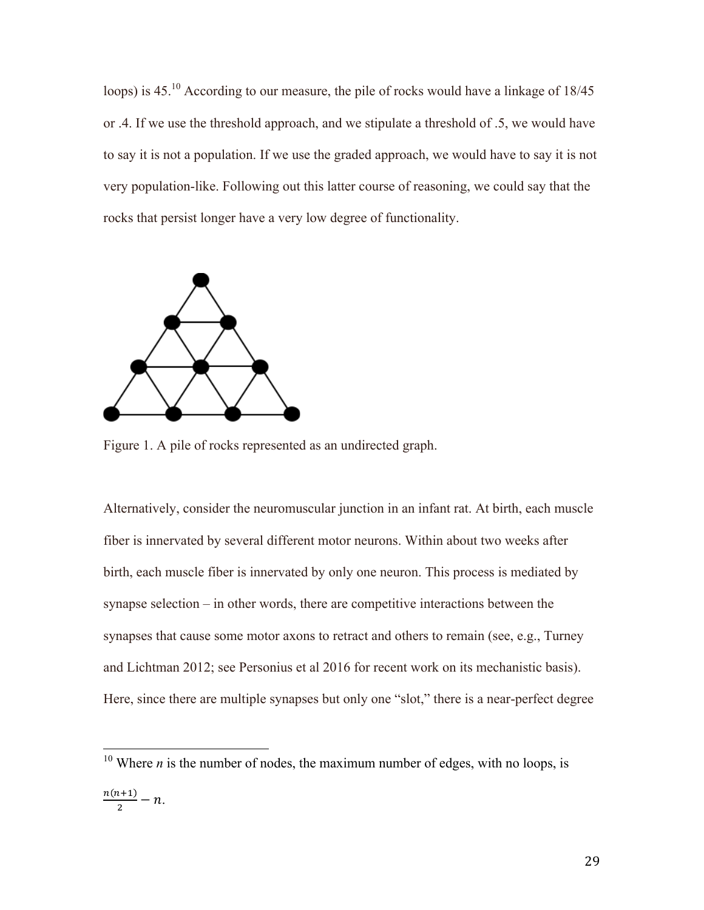loops) is 45.[10] According to our measure, the pile of rocks would have a linkage of 18/45 or .4. If we use the threshold approach, and we stipulate a threshold of .5, we would have to say it is not a population. If we use the graded approach, we would have to say it is not very population-like. Following out this latter course of reasoning, we could say that the rocks that persist longer have a very low degree of functionality.

Figure 1. A pile of rocks represented as an undirected graph.

Alternatively, consider the neuromuscular junction in an infant rat. At birth, each muscle fiber is innervated by several different motor neurons. Within about two weeks after birth, each muscle fiber is innervated by only one neuron. This process is mediated by synapse selection – in other words, there are competitive interactions between the synapses that cause some motor axons to retract and others to remain (see, e.g., Turney and Lichtman 2012; see Personius et al 2016 for recent work on its mechanistic basis). Here, since there are multiple synapses but only one "slot," there is a near-perfect degree

---

[10] Where *n* is the number of nodes, the maximum number of edges, with no loops, is $\frac{n(n+1)}{2} - n$.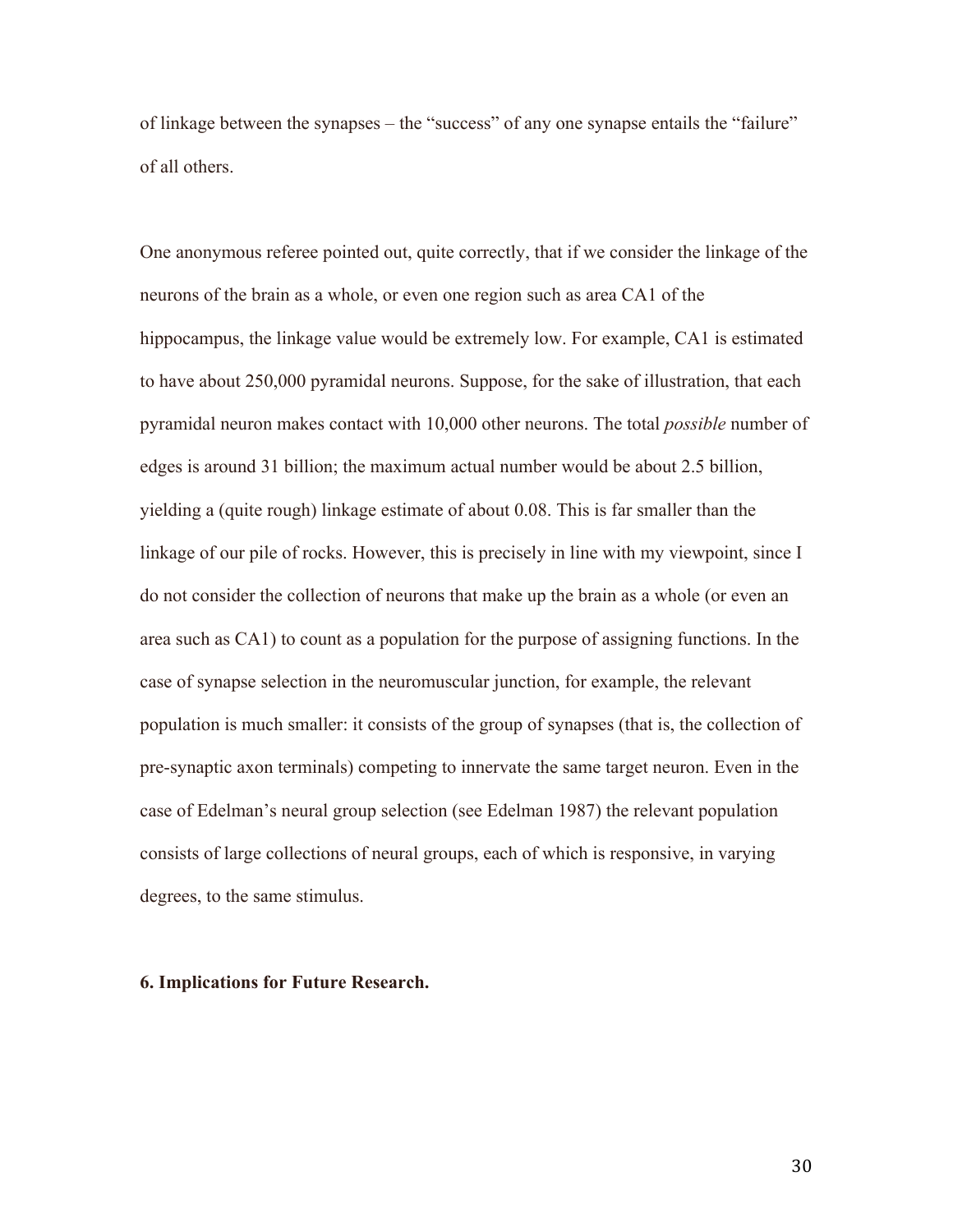of linkage between the synapses – the "success" of any one synapse entails the "failure" of all others.

One anonymous referee pointed out, quite correctly, that if we consider the linkage of the neurons of the brain as a whole, or even one region such as area CA1 of the hippocampus, the linkage value would be extremely low. For example, CA1 is estimated to have about 250,000 pyramidal neurons. Suppose, for the sake of illustration, that each pyramidal neuron makes contact with 10,000 other neurons. The total *possible* number of edges is around 31 billion; the maximum actual number would be about 2.5 billion, yielding a (quite rough) linkage estimate of about 0.08. This is far smaller than the linkage of our pile of rocks. However, this is precisely in line with my viewpoint, since I do not consider the collection of neurons that make up the brain as a whole (or even an area such as CA1) to count as a population for the purpose of assigning functions. In the case of synapse selection in the neuromuscular junction, for example, the relevant population is much smaller: it consists of the group of synapses (that is, the collection of pre-synaptic axon terminals) competing to innervate the same target neuron. Even in the case of Edelman's neural group selection (see Edelman 1987) the relevant population consists of large collections of neural groups, each of which is responsive, in varying degrees, to the same stimulus.

## 6. Implications for Future Research.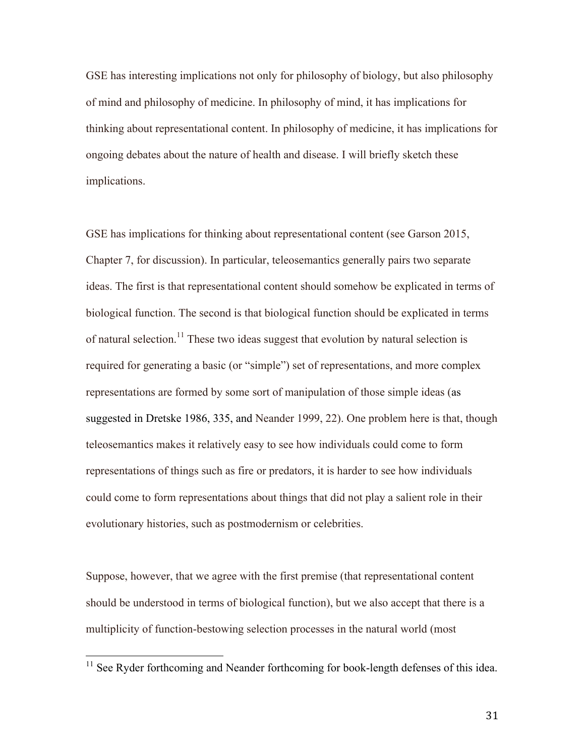GSE has interesting implications not only for philosophy of biology, but also philosophy of mind and philosophy of medicine. In philosophy of mind, it has implications for thinking about representational content. In philosophy of medicine, it has implications for ongoing debates about the nature of health and disease. I will briefly sketch these implications.

GSE has implications for thinking about representational content (see Garson 2015, Chapter 7, for discussion). In particular, teleosemantics generally pairs two separate ideas. The first is that representational content should somehow be explicated in terms of biological function. The second is that biological function should be explicated in terms of natural selection.[11] These two ideas suggest that evolution by natural selection is required for generating a basic (or "simple") set of representations, and more complex representations are formed by some sort of manipulation of those simple ideas (as suggested in Dretske 1986, 335, and Neander 1999, 22). One problem here is that, though teleosemantics makes it relatively easy to see how individuals could come to form representations of things such as fire or predators, it is harder to see how individuals could come to form representations about things that did not play a salient role in their evolutionary histories, such as postmodernism or celebrities.

Suppose, however, that we agree with the first premise (that representational content should be understood in terms of biological function), but we also accept that there is a multiplicity of function-bestowing selection processes in the natural world (most

[11] See Ryder forthcoming and Neander forthcoming for book-length defenses of this idea.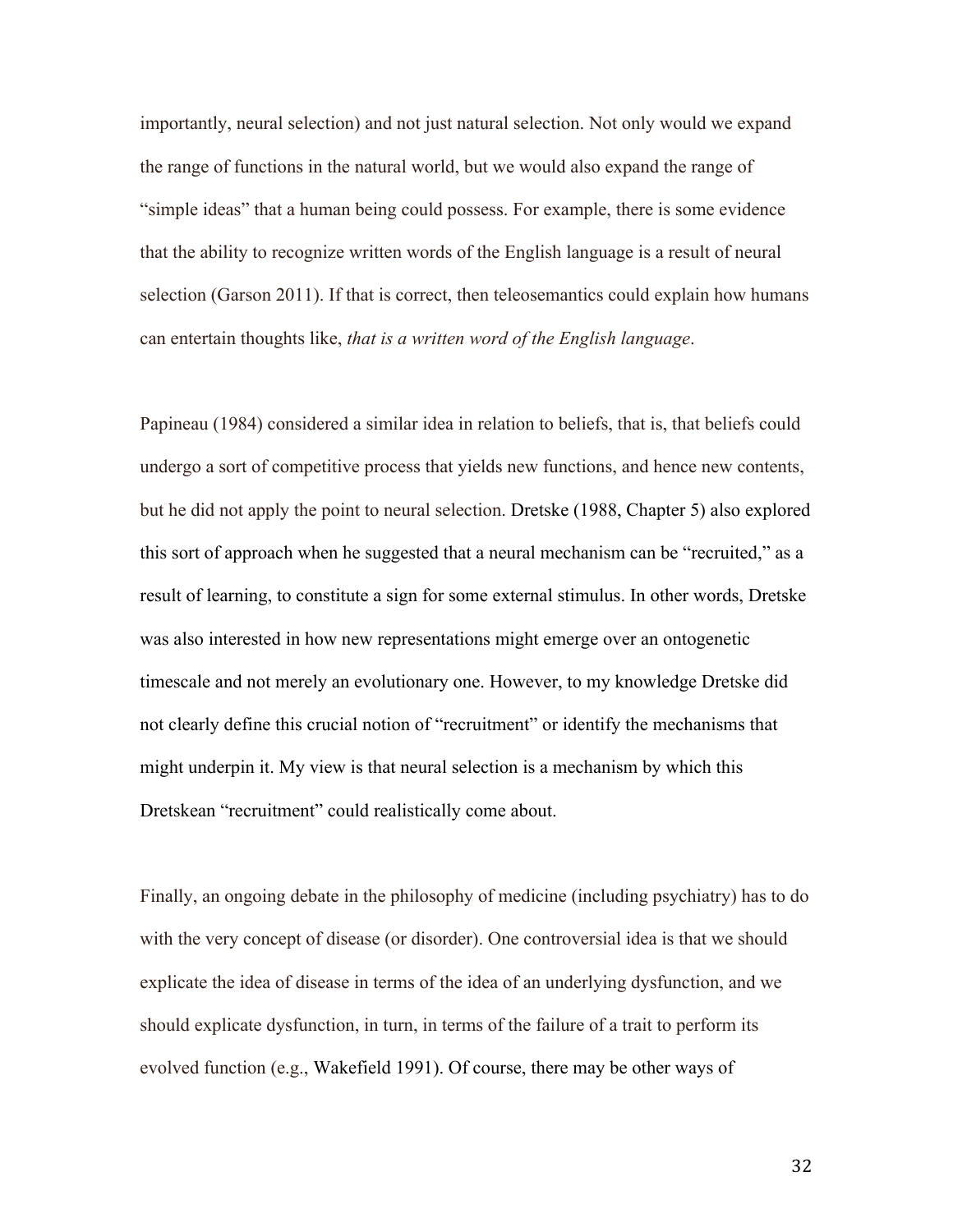importantly, neural selection) and not just natural selection. Not only would we expand the range of functions in the natural world, but we would also expand the range of "simple ideas" that a human being could possess. For example, there is some evidence that the ability to recognize written words of the English language is a result of neural selection (Garson 2011). If that is correct, then teleosemantics could explain how humans can entertain thoughts like, *that is a written word of the English language*.

Papineau (1984) considered a similar idea in relation to beliefs, that is, that beliefs could undergo a sort of competitive process that yields new functions, and hence new contents, but he did not apply the point to neural selection. Dretske (1988, Chapter 5) also explored this sort of approach when he suggested that a neural mechanism can be "recruited," as a result of learning, to constitute a sign for some external stimulus. In other words, Dretske was also interested in how new representations might emerge over an ontogenetic timescale and not merely an evolutionary one. However, to my knowledge Dretske did not clearly define this crucial notion of "recruitment" or identify the mechanisms that might underpin it. My view is that neural selection is a mechanism by which this Dretskean "recruitment" could realistically come about.

Finally, an ongoing debate in the philosophy of medicine (including psychiatry) has to do with the very concept of disease (or disorder). One controversial idea is that we should explicate the idea of disease in terms of the idea of an underlying dysfunction, and we should explicate dysfunction, in turn, in terms of the failure of a trait to perform its evolved function (e.g., Wakefield 1991). Of course, there may be other ways of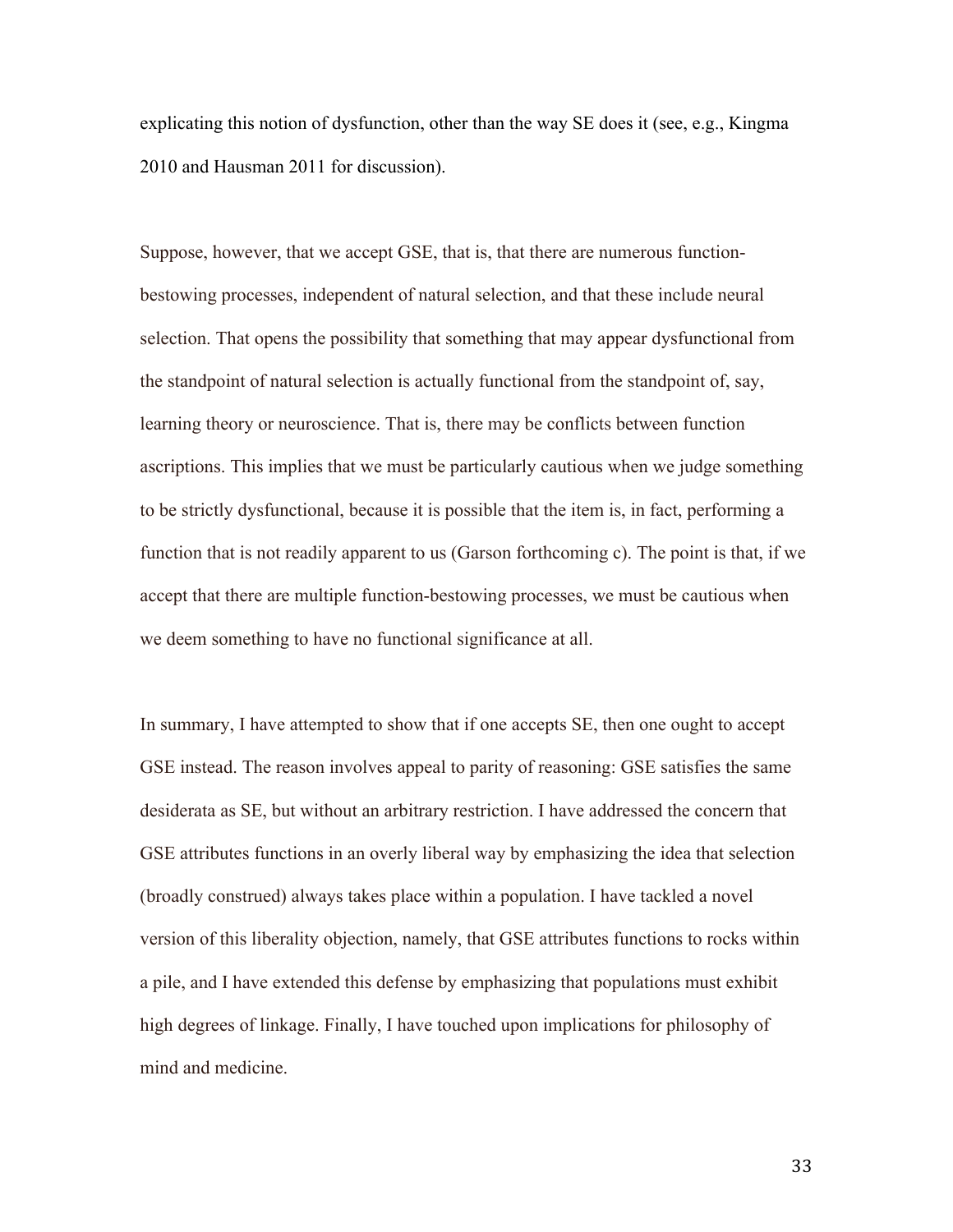explicating this notion of dysfunction, other than the way SE does it (see, e.g., Kingma 2010 and Hausman 2011 for discussion).

Suppose, however, that we accept GSE, that is, that there are numerous function-bestowing processes, independent of natural selection, and that these include neural selection. That opens the possibility that something that may appear dysfunctional from the standpoint of natural selection is actually functional from the standpoint of, say, learning theory or neuroscience. That is, there may be conflicts between function ascriptions. This implies that we must be particularly cautious when we judge something to be strictly dysfunctional, because it is possible that the item is, in fact, performing a function that is not readily apparent to us (Garson forthcoming c). The point is that, if we accept that there are multiple function-bestowing processes, we must be cautious when we deem something to have no functional significance at all.

In summary, I have attempted to show that if one accepts SE, then one ought to accept GSE instead. The reason involves appeal to parity of reasoning: GSE satisfies the same desiderata as SE, but without an arbitrary restriction. I have addressed the concern that GSE attributes functions in an overly liberal way by emphasizing the idea that selection (broadly construed) always takes place within a population. I have tackled a novel version of this liberality objection, namely, that GSE attributes functions to rocks within a pile, and I have extended this defense by emphasizing that populations must exhibit high degrees of linkage. Finally, I have touched upon implications for philosophy of mind and medicine.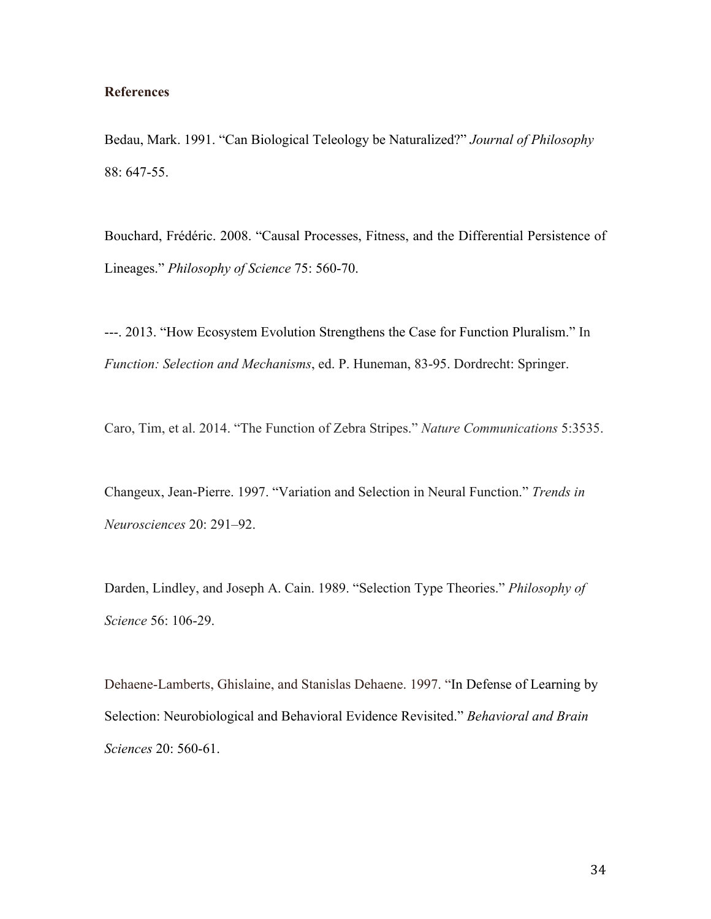**References**

Bedau, Mark. 1991. "Can Biological Teleology be Naturalized?" *Journal of Philosophy* 88: 647-55.

Bouchard, Frédéric. 2008. "Causal Processes, Fitness, and the Differential Persistence of Lineages." *Philosophy of Science* 75: 560-70.

---. 2013. "How Ecosystem Evolution Strengthens the Case for Function Pluralism." In *Function: Selection and Mechanisms*, ed. P. Huneman, 83-95. Dordrecht: Springer.

Caro, Tim, et al. 2014. "The Function of Zebra Stripes." *Nature Communications* 5:3535.

Changeux, Jean-Pierre. 1997. "Variation and Selection in Neural Function." *Trends in Neurosciences* 20: 291–92.

Darden, Lindley, and Joseph A. Cain. 1989. "Selection Type Theories." *Philosophy of Science* 56: 106-29.

Dehaene-Lamberts, Ghislaine, and Stanislas Dehaene. 1997. "In Defense of Learning by Selection: Neurobiological and Behavioral Evidence Revisited." *Behavioral and Brain Sciences* 20: 560-61.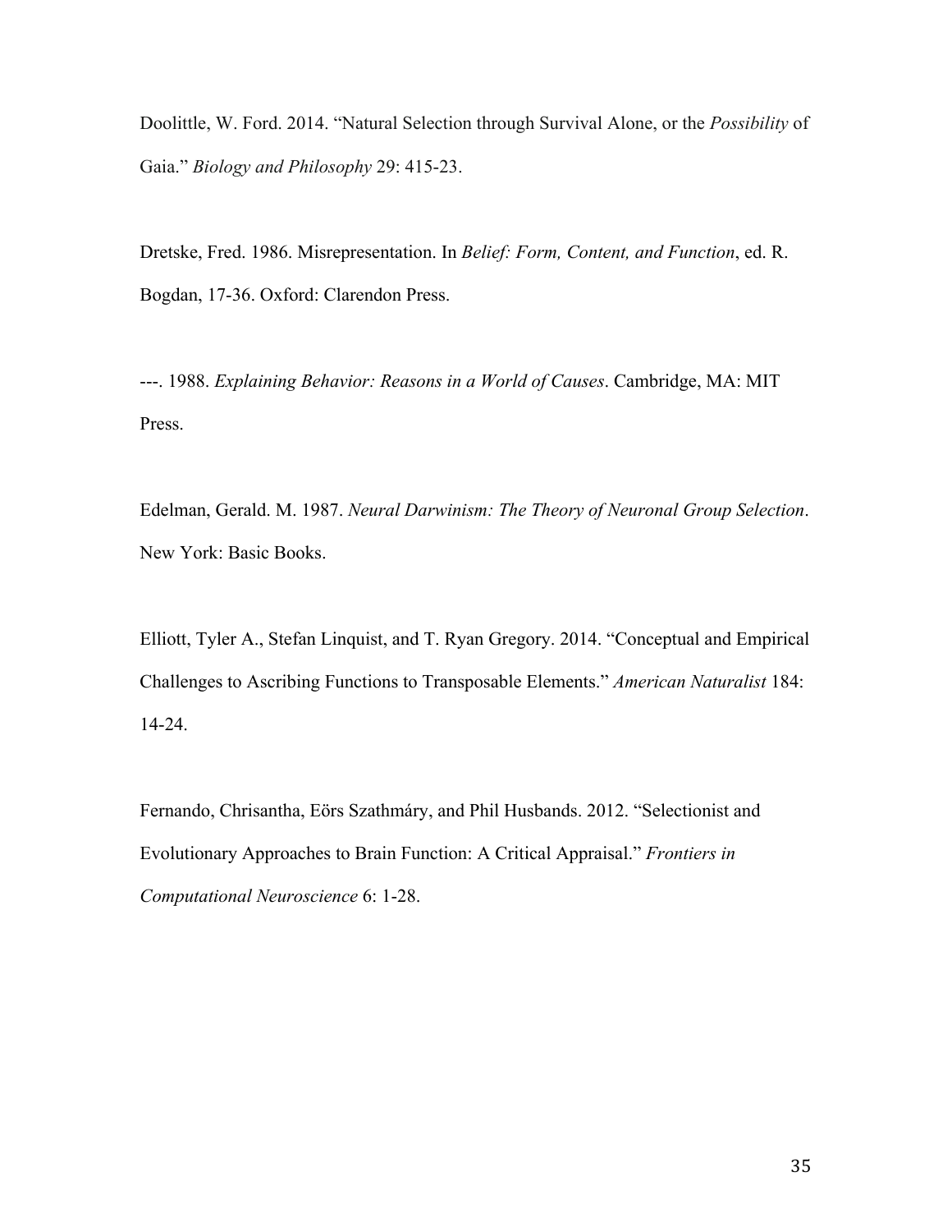Doolittle, W. Ford. 2014. "Natural Selection through Survival Alone, or the *Possibility* of Gaia." *Biology and Philosophy* 29: 415-23.

Dretske, Fred. 1986. Misrepresentation. In *Belief: Form, Content, and Function*, ed. R. Bogdan, 17-36. Oxford: Clarendon Press.

---. 1988. *Explaining Behavior: Reasons in a World of Causes*. Cambridge, MA: MIT Press.

Edelman, Gerald. M. 1987. *Neural Darwinism: The Theory of Neuronal Group Selection*. New York: Basic Books.

Elliott, Tyler A., Stefan Linquist, and T. Ryan Gregory. 2014. "Conceptual and Empirical Challenges to Ascribing Functions to Transposable Elements." *American Naturalist* 184: 14-24.

Fernando, Chrisantha, Eörs Szathmáry, and Phil Husbands. 2012. "Selectionist and Evolutionary Approaches to Brain Function: A Critical Appraisal." *Frontiers in Computational Neuroscience* 6: 1-28.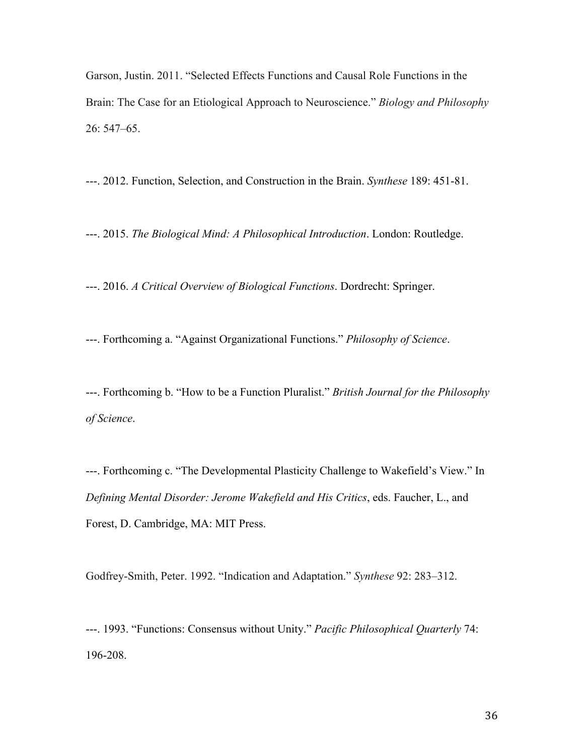Garson, Justin. 2011. "Selected Effects Functions and Causal Role Functions in the Brain: The Case for an Etiological Approach to Neuroscience." *Biology and Philosophy* 26: 547–65.

---. 2012. Function, Selection, and Construction in the Brain. *Synthese* 189: 451-81.

---. 2015. *The Biological Mind: A Philosophical Introduction*. London: Routledge.

---. 2016. *A Critical Overview of Biological Functions*. Dordrecht: Springer.

---. Forthcoming a. "Against Organizational Functions." *Philosophy of Science*.

---. Forthcoming b. "How to be a Function Pluralist." *British Journal for the Philosophy of Science*.

---. Forthcoming c. "The Developmental Plasticity Challenge to Wakefield's View." In *Defining Mental Disorder: Jerome Wakefield and His Critics*, eds. Faucher, L., and Forest, D. Cambridge, MA: MIT Press.

Godfrey-Smith, Peter. 1992. "Indication and Adaptation." *Synthese* 92: 283–312.

---. 1993. "Functions: Consensus without Unity." *Pacific Philosophical Quarterly* 74: 196-208.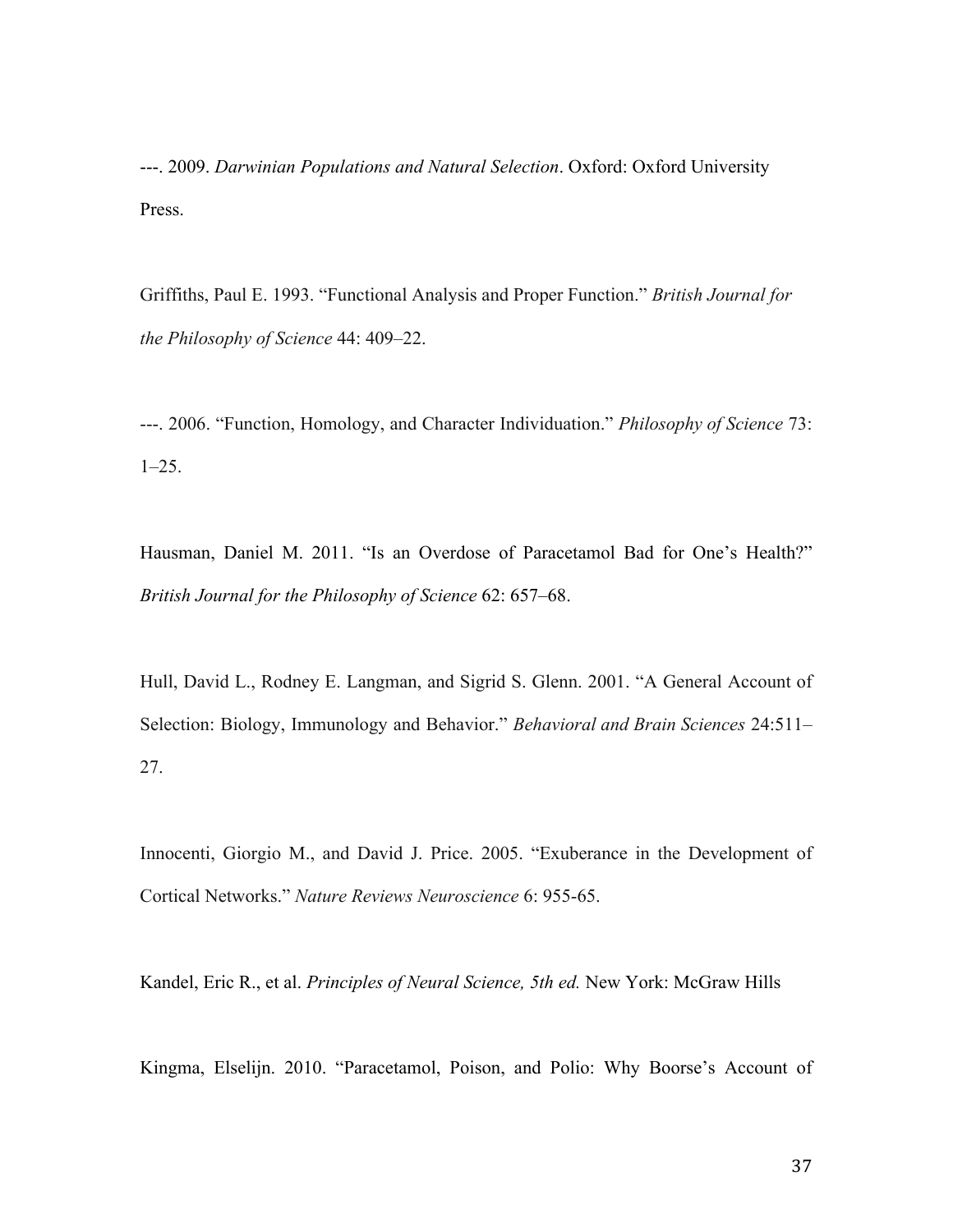---. 2009. *Darwinian Populations and Natural Selection*. Oxford: Oxford University Press.

Griffiths, Paul E. 1993. "Functional Analysis and Proper Function." *British Journal for the Philosophy of Science* 44: 409–22.

---. 2006. "Function, Homology, and Character Individuation." *Philosophy of Science* 73: 1–25.

Hausman, Daniel M. 2011. "Is an Overdose of Paracetamol Bad for One's Health?" *British Journal for the Philosophy of Science* 62: 657–68.

Hull, David L., Rodney E. Langman, and Sigrid S. Glenn. 2001. "A General Account of Selection: Biology, Immunology and Behavior." *Behavioral and Brain Sciences* 24:511–27.

Innocenti, Giorgio M., and David J. Price. 2005. "Exuberance in the Development of Cortical Networks." *Nature Reviews Neuroscience* 6: 955-65.

Kandel, Eric R., et al. *Principles of Neural Science, 5th ed.* New York: McGraw Hills

Kingma, Elselijn. 2010. "Paracetamol, Poison, and Polio: Why Boorse's Account of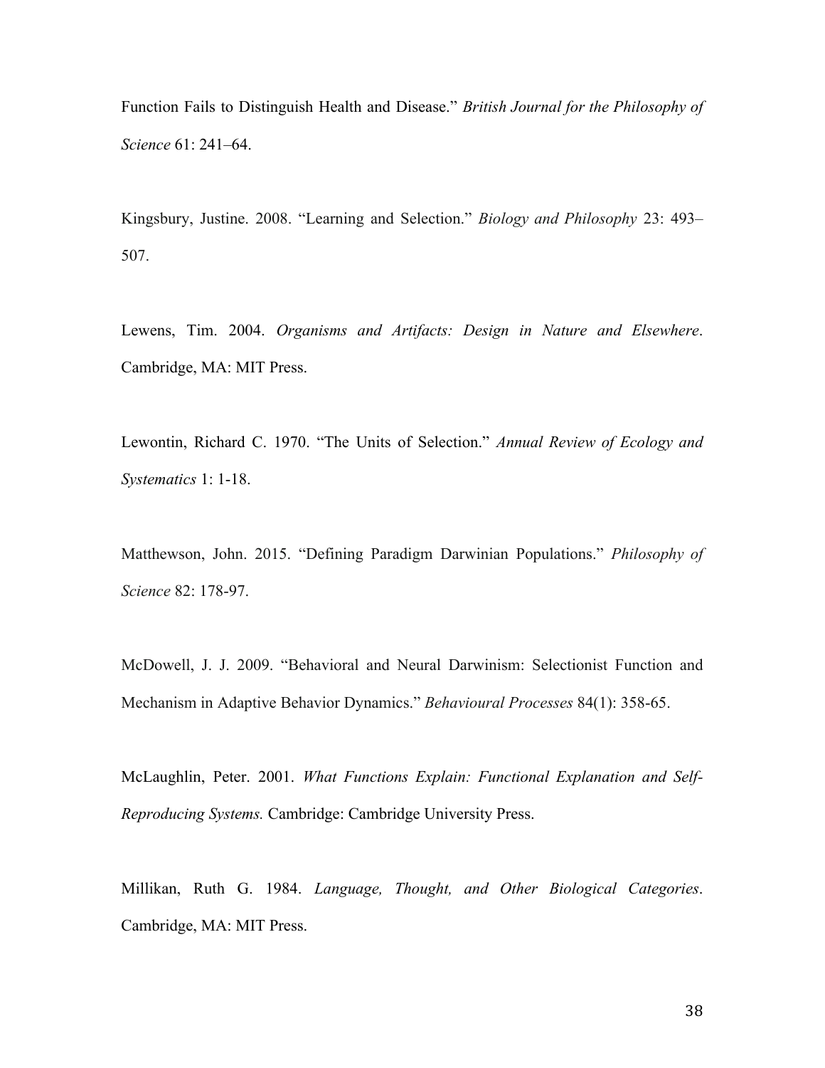Function Fails to Distinguish Health and Disease." *British Journal for the Philosophy of Science* 61: 241–64.

Kingsbury, Justine. 2008. "Learning and Selection." *Biology and Philosophy* 23: 493–507.

Lewens, Tim. 2004. *Organisms and Artifacts: Design in Nature and Elsewhere*. Cambridge, MA: MIT Press.

Lewontin, Richard C. 1970. "The Units of Selection." *Annual Review of Ecology and Systematics* 1: 1-18.

Matthewson, John. 2015. "Defining Paradigm Darwinian Populations." *Philosophy of Science* 82: 178-97.

McDowell, J. J. 2009. "Behavioral and Neural Darwinism: Selectionist Function and Mechanism in Adaptive Behavior Dynamics." *Behavioural Processes* 84(1): 358-65.

McLaughlin, Peter. 2001. *What Functions Explain: Functional Explanation and Self-Reproducing Systems.* Cambridge: Cambridge University Press.

Millikan, Ruth G. 1984. *Language, Thought, and Other Biological Categories*. Cambridge, MA: MIT Press.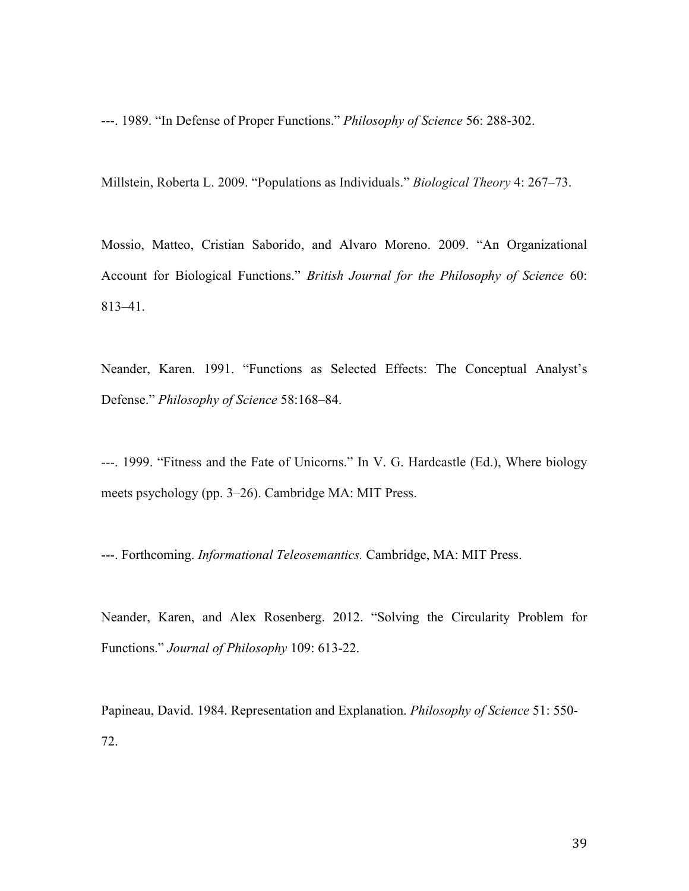---. 1989. “In Defense of Proper Functions.” *Philosophy of Science* 56: 288-302.

Millstein, Roberta L. 2009. “Populations as Individuals.” *Biological Theory* 4: 267–73.

Mossio, Matteo, Cristian Saborido, and Alvaro Moreno. 2009. “An Organizational Account for Biological Functions.” *British Journal for the Philosophy of Science* 60: 813–41.

Neander, Karen. 1991. “Functions as Selected Effects: The Conceptual Analyst’s Defense.” *Philosophy of Science* 58:168–84.

---. 1999. “Fitness and the Fate of Unicorns.” In V. G. Hardcastle (Ed.), Where biology meets psychology (pp. 3–26). Cambridge MA: MIT Press.

---. Forthcoming. *Informational Teleosemantics.* Cambridge, MA: MIT Press.

Neander, Karen, and Alex Rosenberg. 2012. “Solving the Circularity Problem for Functions.” *Journal of Philosophy* 109: 613-22.

Papineau, David. 1984. Representation and Explanation. *Philosophy of Science* 51: 550-72.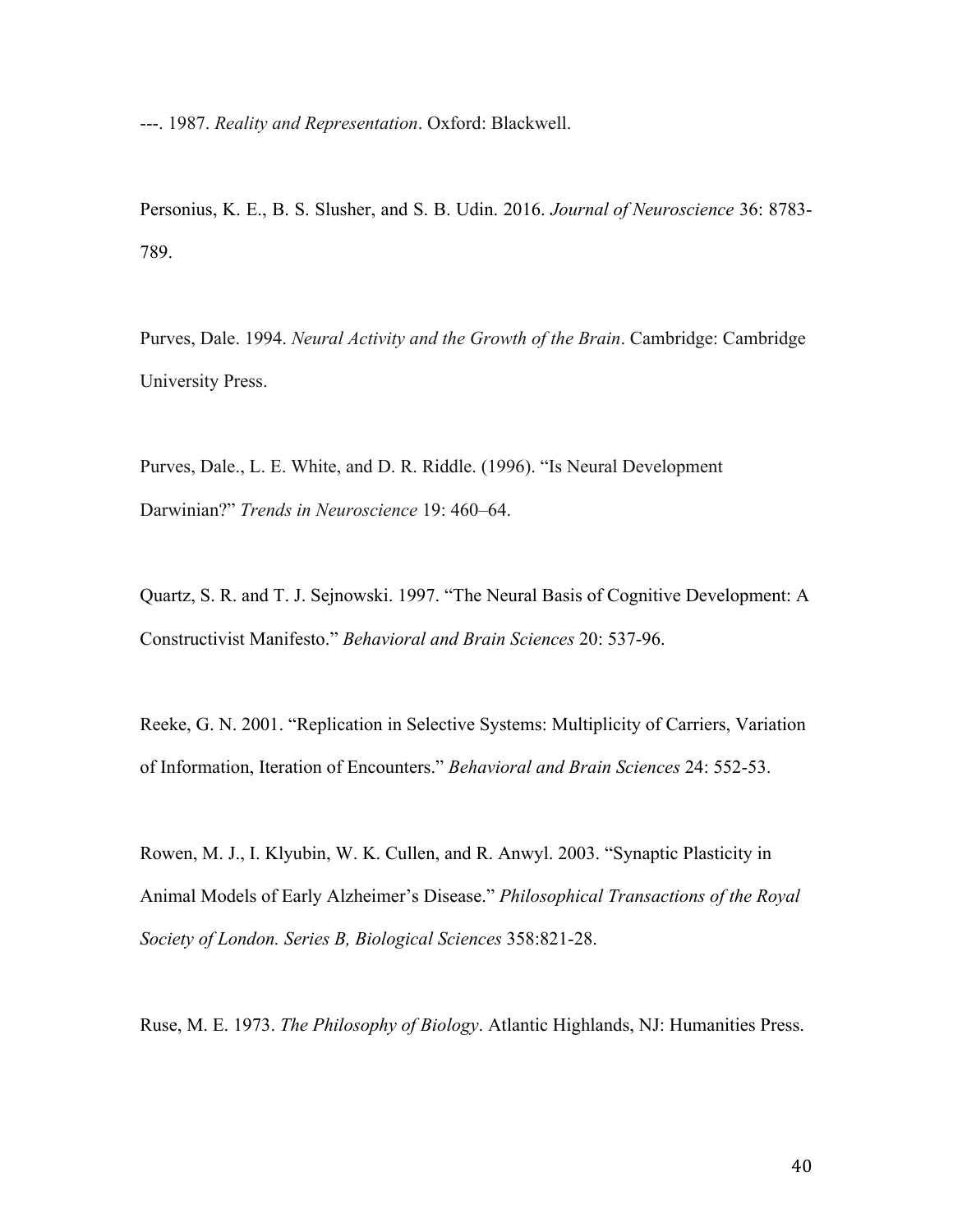---. 1987. *Reality and Representation*. Oxford: Blackwell.

Personius, K. E., B. S. Slusher, and S. B. Udin. 2016. *Journal of Neuroscience* 36: 8783-789.

Purves, Dale. 1994. *Neural Activity and the Growth of the Brain*. Cambridge: Cambridge University Press.

Purves, Dale., L. E. White, and D. R. Riddle. (1996). "Is Neural Development Darwinian?" *Trends in Neuroscience* 19: 460–64.

Quartz, S. R. and T. J. Sejnowski. 1997. "The Neural Basis of Cognitive Development: A Constructivist Manifesto." *Behavioral and Brain Sciences* 20: 537-96.

Reeke, G. N. 2001. "Replication in Selective Systems: Multiplicity of Carriers, Variation of Information, Iteration of Encounters." *Behavioral and Brain Sciences* 24: 552-53.

Rowen, M. J., I. Klyubin, W. K. Cullen, and R. Anwyl. 2003. "Synaptic Plasticity in Animal Models of Early Alzheimer's Disease." *Philosophical Transactions of the Royal Society of London. Series B, Biological Sciences* 358:821-28.

Ruse, M. E. 1973. *The Philosophy of Biology*. Atlantic Highlands, NJ: Humanities Press.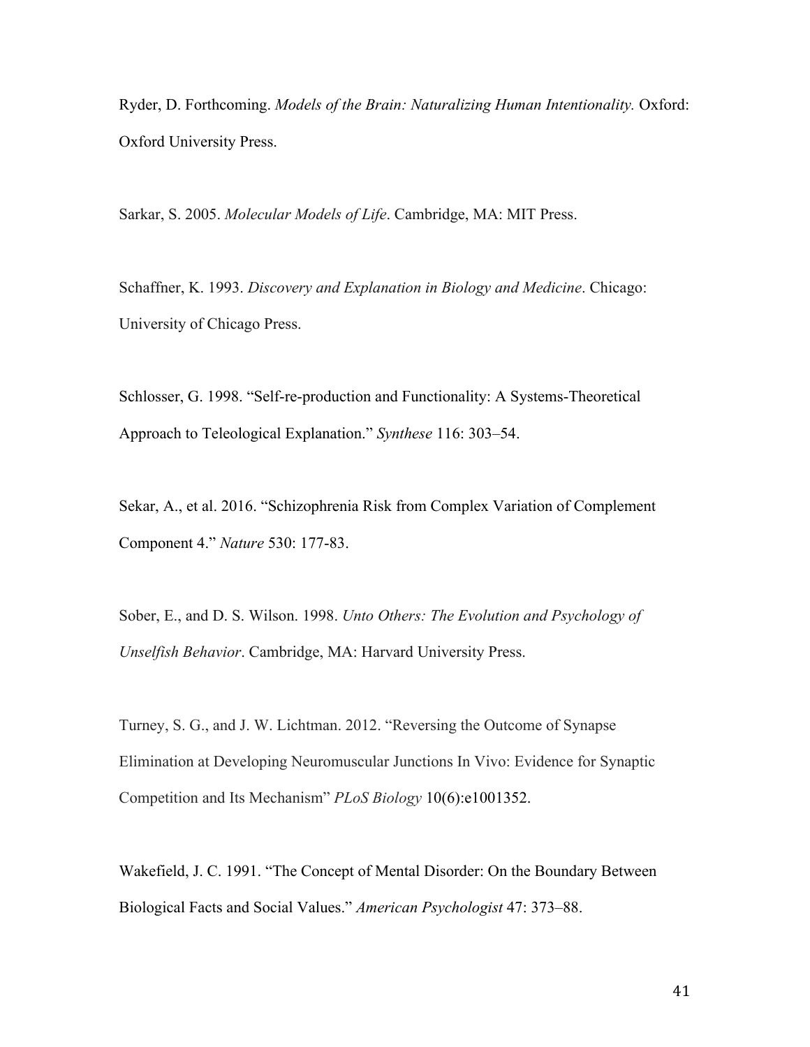Ryder, D. Forthcoming. *Models of the Brain: Naturalizing Human Intentionality.* Oxford: Oxford University Press.

Sarkar, S. 2005. *Molecular Models of Life*. Cambridge, MA: MIT Press.

Schaffner, K. 1993. *Discovery and Explanation in Biology and Medicine*. Chicago: University of Chicago Press.

Schlosser, G. 1998. "Self-re-production and Functionality: A Systems-Theoretical Approach to Teleological Explanation." *Synthese* 116: 303–54.

Sekar, A., et al. 2016. "Schizophrenia Risk from Complex Variation of Complement Component 4." *Nature* 530: 177-83.

Sober, E., and D. S. Wilson. 1998. *Unto Others: The Evolution and Psychology of Unselfish Behavior*. Cambridge, MA: Harvard University Press.

Turney, S. G., and J. W. Lichtman. 2012. "Reversing the Outcome of Synapse Elimination at Developing Neuromuscular Junctions In Vivo: Evidence for Synaptic Competition and Its Mechanism" *PLoS Biology* 10(6):e1001352.

Wakefield, J. C. 1991. "The Concept of Mental Disorder: On the Boundary Between Biological Facts and Social Values." *American Psychologist* 47: 373–88.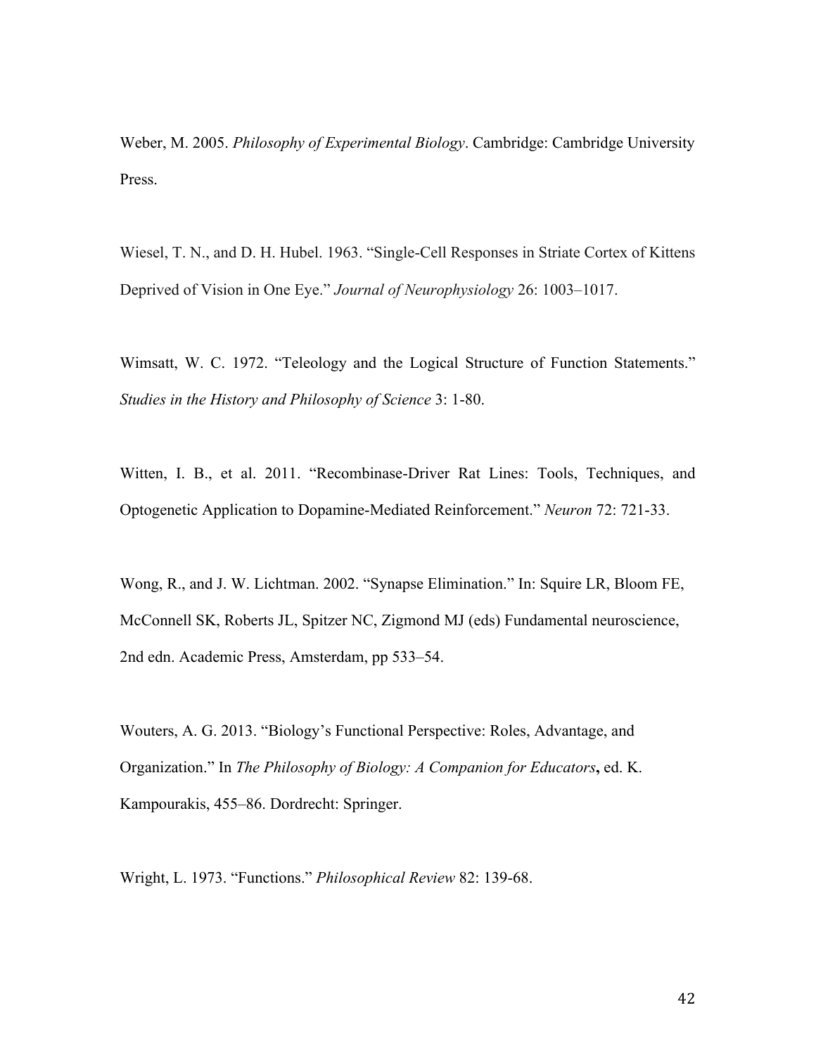Weber, M. 2005. *Philosophy of Experimental Biology*. Cambridge: Cambridge University Press.

Wiesel, T. N., and D. H. Hubel. 1963. "Single-Cell Responses in Striate Cortex of Kittens Deprived of Vision in One Eye." *Journal of Neurophysiology* 26: 1003–1017.

Wimsatt, W. C. 1972. "Teleology and the Logical Structure of Function Statements." *Studies in the History and Philosophy of Science* 3: 1-80.

Witten, I. B., et al. 2011. "Recombinase-Driver Rat Lines: Tools, Techniques, and Optogenetic Application to Dopamine-Mediated Reinforcement." *Neuron* 72: 721-33.

Wong, R., and J. W. Lichtman. 2002. "Synapse Elimination." In: Squire LR, Bloom FE, McConnell SK, Roberts JL, Spitzer NC, Zigmond MJ (eds) Fundamental neuroscience, 2nd edn. Academic Press, Amsterdam, pp 533–54.

Wouters, A. G. 2013. "Biology's Functional Perspective: Roles, Advantage, and Organization." In *The Philosophy of Biology: A Companion for Educators*, ed. K. Kampourakis, 455–86. Dordrecht: Springer.

Wright, L. 1973. "Functions." *Philosophical Review* 82: 139-68.